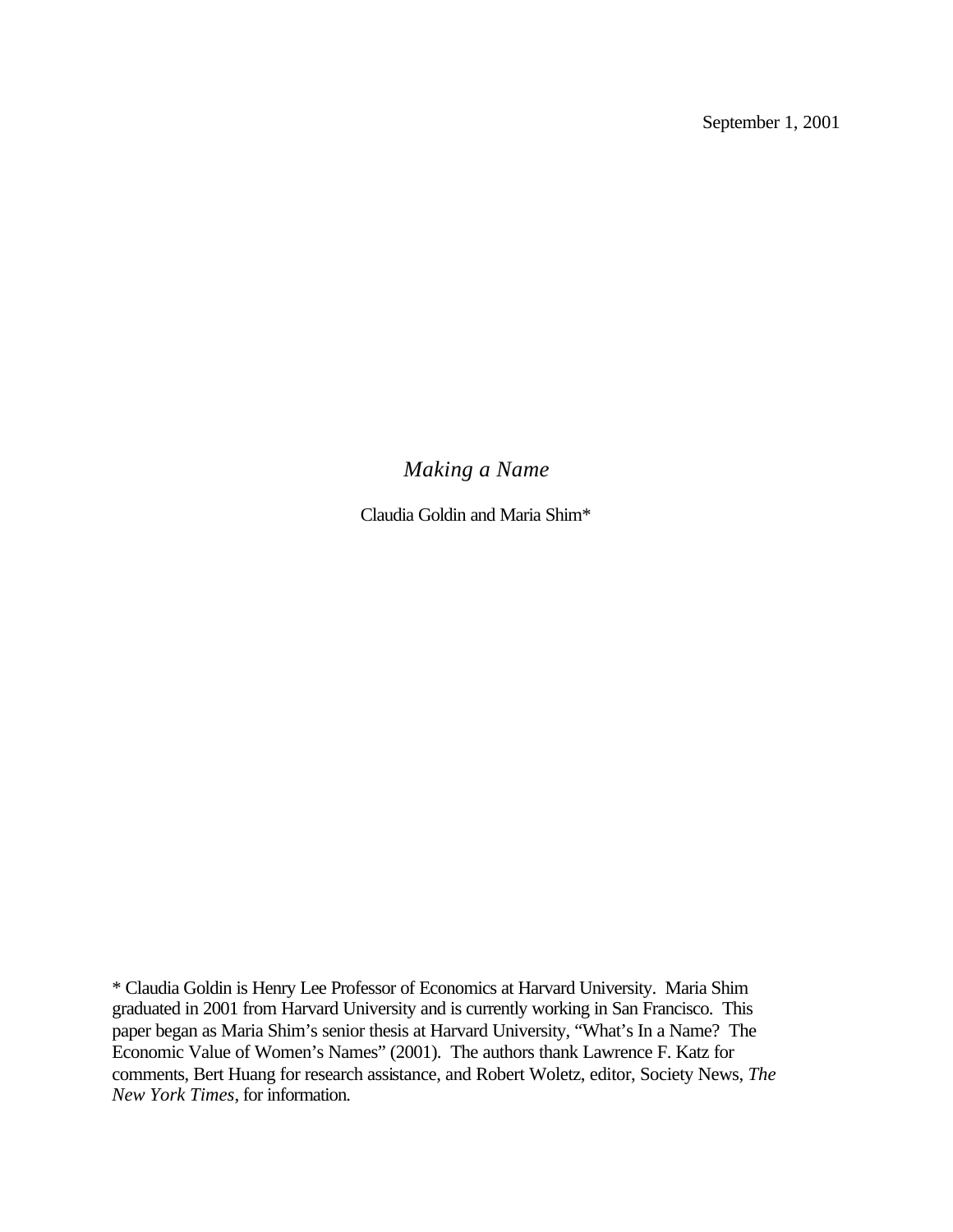September 1, 2001

# *Making a Name*

Claudia Goldin and Maria Shim*

\* Claudia Goldin is Henry Lee Professor of Economics at Harvard University. Maria Shim graduated in 2001 from Harvard University and is currently working in San Francisco. This paper began as Maria Shim's senior thesis at Harvard University, "What's In a Name? The Economic Value of Women's Names" (2001). The authors thank Lawrence F. Katz for comments, Bert Huang for research assistance, and Robert Woletz, editor, Society News, *The New York Times*, for information.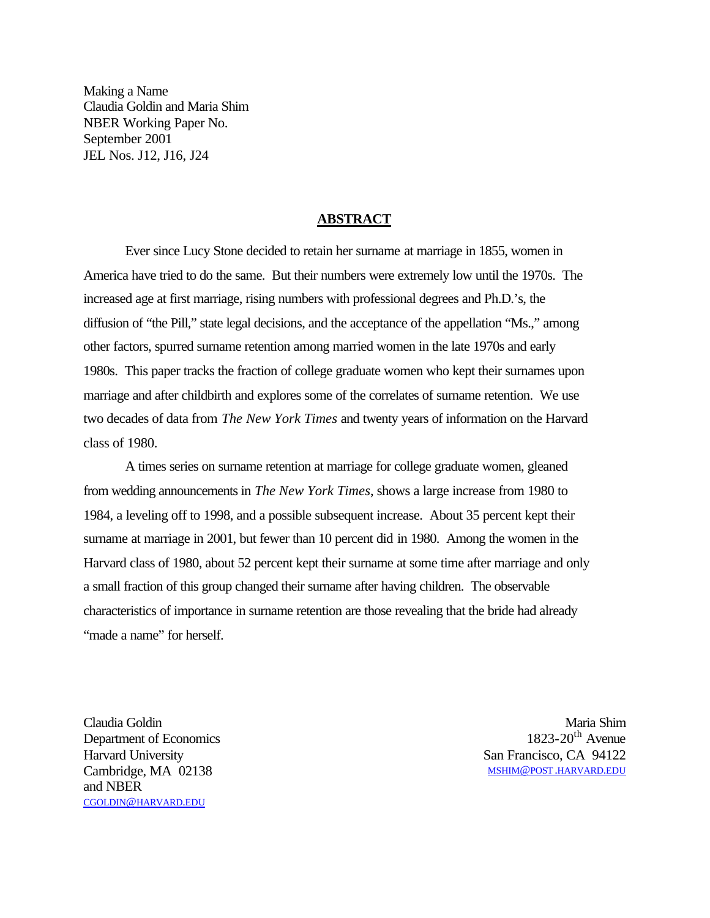Making a Name
Claudia Goldin and Maria Shim
NBER Working Paper No.
September 2001
JEL Nos. J12, J16, J24

## ABSTRACT

Ever since Lucy Stone decided to retain her surname at marriage in 1855, women in America have tried to do the same. But their numbers were extremely low until the 1970s. The increased age at first marriage, rising numbers with professional degrees and Ph.D.'s, the diffusion of "the Pill," state legal decisions, and the acceptance of the appellation "Ms.," among other factors, spurred surname retention among married women in the late 1970s and early 1980s. This paper tracks the fraction of college graduate women who kept their surnames upon marriage and after childbirth and explores some of the correlates of surname retention. We use two decades of data from *The New York Times* and twenty years of information on the Harvard class of 1980.

A times series on surname retention at marriage for college graduate women, gleaned from wedding announcements in *The New York Times*, shows a large increase from 1980 to 1984, a leveling off to 1998, and a possible subsequent increase. About 35 percent kept their surname at marriage in 2001, but fewer than 10 percent did in 1980. Among the women in the Harvard class of 1980, about 52 percent kept their surname at some time after marriage and only a small fraction of this group changed their surname after having children. The observable characteristics of importance in surname retention are those revealing that the bride had already "made a name" for herself.

Claudia Goldin
Department of Economics
Harvard University
Cambridge, MA 02138
and NBER
CGOLDIN@HARVARD.EDU

Maria Shim
1823-20th Avenue
San Francisco, CA 94122
MSHIM@POST.HARVARD.EDU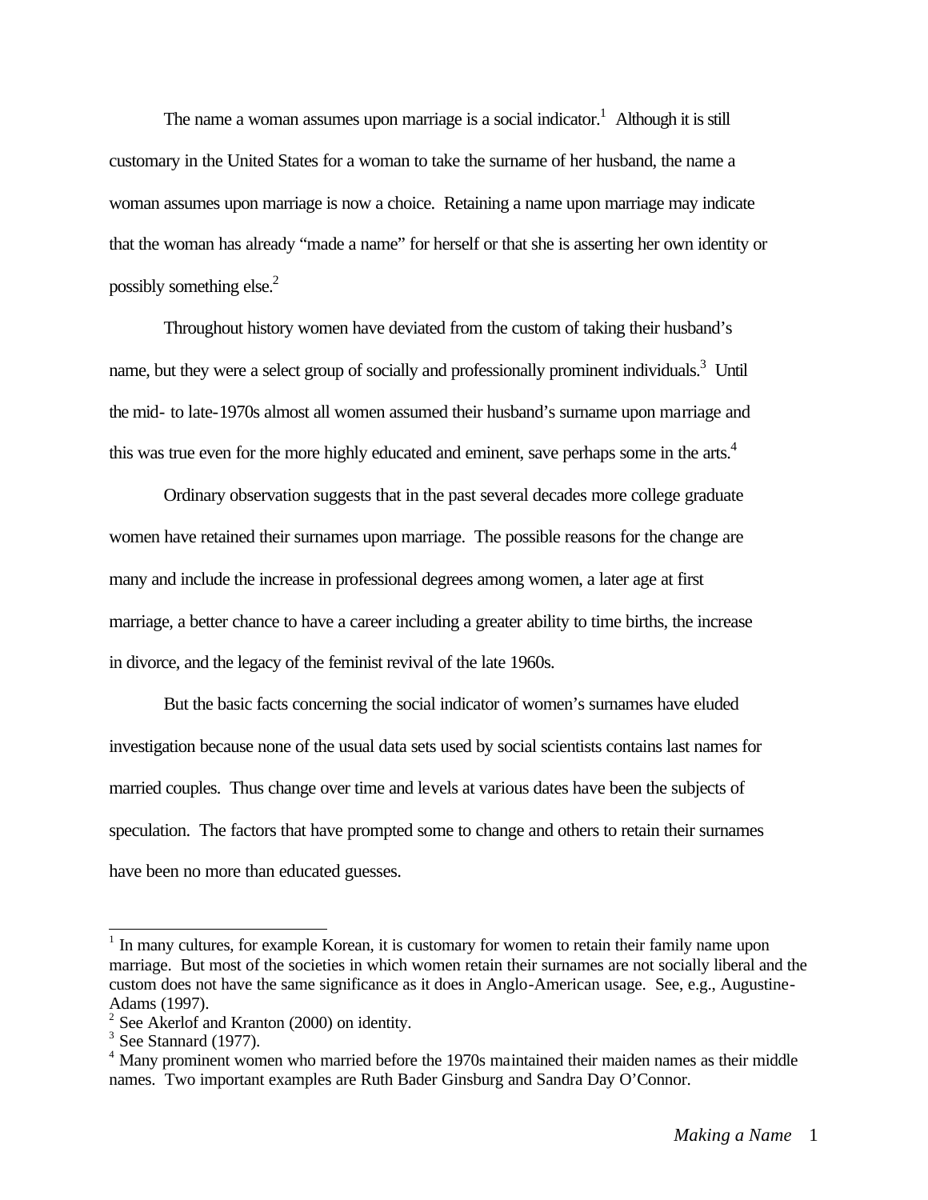The name a woman assumes upon marriage is a social indicator.[1] Although it is still customary in the United States for a woman to take the surname of her husband, the name a woman assumes upon marriage is now a choice. Retaining a name upon marriage may indicate that the woman has already "made a name" for herself or that she is asserting her own identity or possibly something else.[2]

Throughout history women have deviated from the custom of taking their husband's name, but they were a select group of socially and professionally prominent individuals.[3] Until the mid- to late-1970s almost all women assumed their husband's surname upon marriage and this was true even for the more highly educated and eminent, save perhaps some in the arts.[4]

Ordinary observation suggests that in the past several decades more college graduate women have retained their surnames upon marriage. The possible reasons for the change are many and include the increase in professional degrees among women, a later age at first marriage, a better chance to have a career including a greater ability to time births, the increase in divorce, and the legacy of the feminist revival of the late 1960s.

But the basic facts concerning the social indicator of women's surnames have eluded investigation because none of the usual data sets used by social scientists contains last names for married couples. Thus change over time and levels at various dates have been the subjects of speculation. The factors that have prompted some to change and others to retain their surnames have been no more than educated guesses.

---

[1] In many cultures, for example Korean, it is customary for women to retain their family name upon marriage. But most of the societies in which women retain their surnames are not socially liberal and the custom does not have the same significance as it does in Anglo-American usage. See, e.g., Augustine-Adams (1997).

[2] See Akerlof and Kranton (2000) on identity.

[3] See Stannard (1977).

[4] Many prominent women who married before the 1970s maintained their maiden names as their middle names. Two important examples are Ruth Bader Ginsburg and Sandra Day O'Connor.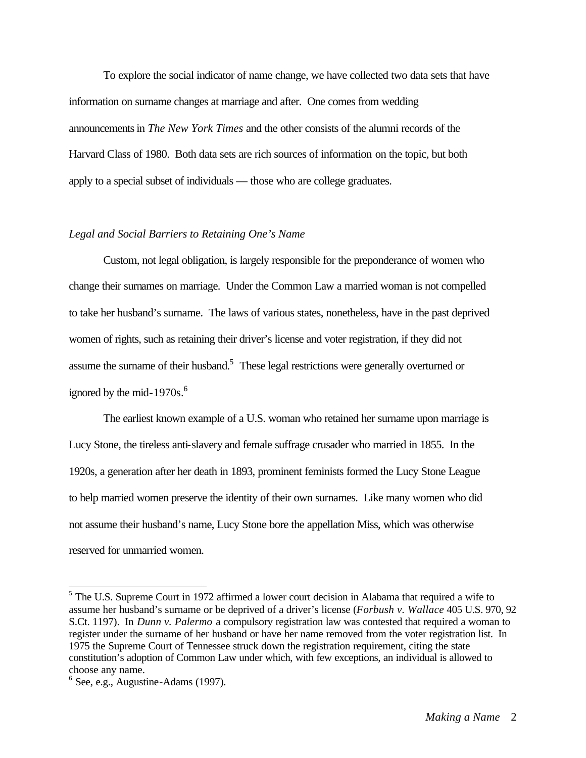To explore the social indicator of name change, we have collected two data sets that have information on surname changes at marriage and after. One comes from wedding announcements in *The New York Times* and the other consists of the alumni records of the Harvard Class of 1980. Both data sets are rich sources of information on the topic, but both apply to a special subset of individuals — those who are college graduates.

### *Legal and Social Barriers to Retaining One's Name*

Custom, not legal obligation, is largely responsible for the preponderance of women who change their surnames on marriage. Under the Common Law a married woman is not compelled to take her husband's surname. The laws of various states, nonetheless, have in the past deprived women of rights, such as retaining their driver's license and voter registration, if they did not assume the surname of their husband.[5] These legal restrictions were generally overturned or ignored by the mid-1970s.[6]

The earliest known example of a U.S. woman who retained her surname upon marriage is Lucy Stone, the tireless anti-slavery and female suffrage crusader who married in 1855. In the 1920s, a generation after her death in 1893, prominent feminists formed the Lucy Stone League to help married women preserve the identity of their own surnames. Like many women who did not assume their husband's name, Lucy Stone bore the appellation Miss, which was otherwise reserved for unmarried women.

---

[5] The U.S. Supreme Court in 1972 affirmed a lower court decision in Alabama that required a wife to assume her husband's surname or be deprived of a driver's license (*Forbush v. Wallace* 405 U.S. 970, 92 S.Ct. 1197). In *Dunn v. Palermo* a compulsory registration law was contested that required a woman to register under the surname of her husband or have her name removed from the voter registration list. In 1975 the Supreme Court of Tennessee struck down the registration requirement, citing the state constitution's adoption of Common Law under which, with few exceptions, an individual is allowed to choose any name.

[6] See, e.g., Augustine-Adams (1997).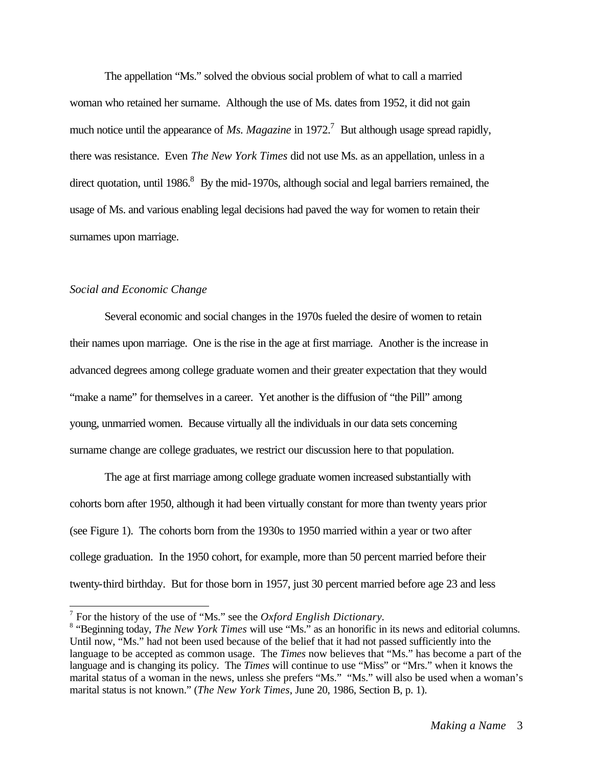The appellation "Ms." solved the obvious social problem of what to call a married woman who retained her surname. Although the use of Ms. dates from 1952, it did not gain much notice until the appearance of *Ms. Magazine* in 1972.[7] But although usage spread rapidly, there was resistance. Even *The New York Times* did not use Ms. as an appellation, unless in a direct quotation, until 1986.[8] By the mid-1970s, although social and legal barriers remained, the usage of Ms. and various enabling legal decisions had paved the way for women to retain their surnames upon marriage.

*Social and Economic Change*

Several economic and social changes in the 1970s fueled the desire of women to retain their names upon marriage. One is the rise in the age at first marriage. Another is the increase in advanced degrees among college graduate women and their greater expectation that they would "make a name" for themselves in a career. Yet another is the diffusion of "the Pill" among young, unmarried women. Because virtually all the individuals in our data sets concerning surname change are college graduates, we restrict our discussion here to that population.

The age at first marriage among college graduate women increased substantially with cohorts born after 1950, although it had been virtually constant for more than twenty years prior (see Figure 1). The cohorts born from the 1930s to 1950 married within a year or two after college graduation. In the 1950 cohort, for example, more than 50 percent married before their twenty-third birthday. But for those born in 1957, just 30 percent married before age 23 and less

[7] For the history of the use of "Ms." see the *Oxford English Dictionary*.

[8] "Beginning today, *The New York Times* will use "Ms." as an honorific in its news and editorial columns. Until now, "Ms." had not been used because of the belief that it had not passed sufficiently into the language to be accepted as common usage. The *Times* now believes that "Ms." has become a part of the language and is changing its policy. The *Times* will continue to use "Miss" or "Mrs." when it knows the marital status of a woman in the news, unless she prefers "Ms." "Ms." will also be used when a woman's marital status is not known." (*The New York Times*, June 20, 1986, Section B, p. 1).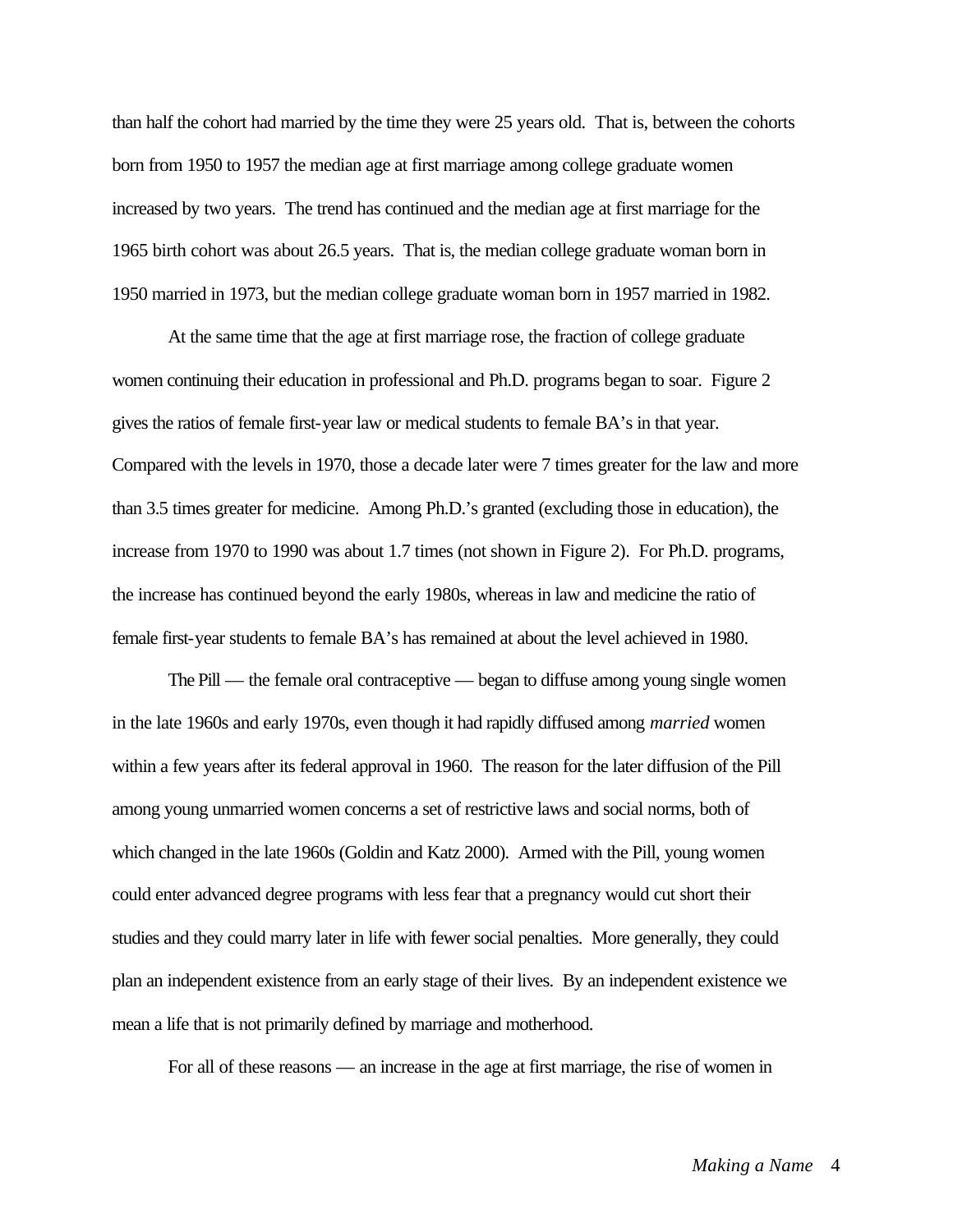than half the cohort had married by the time they were 25 years old. That is, between the cohorts born from 1950 to 1957 the median age at first marriage among college graduate women increased by two years. The trend has continued and the median age at first marriage for the 1965 birth cohort was about 26.5 years. That is, the median college graduate woman born in 1950 married in 1973, but the median college graduate woman born in 1957 married in 1982.

At the same time that the age at first marriage rose, the fraction of college graduate women continuing their education in professional and Ph.D. programs began to soar. Figure 2 gives the ratios of female first-year law or medical students to female BA's in that year. Compared with the levels in 1970, those a decade later were 7 times greater for the law and more than 3.5 times greater for medicine. Among Ph.D.'s granted (excluding those in education), the increase from 1970 to 1990 was about 1.7 times (not shown in Figure 2). For Ph.D. programs, the increase has continued beyond the early 1980s, whereas in law and medicine the ratio of female first-year students to female BA's has remained at about the level achieved in 1980.

The Pill — the female oral contraceptive — began to diffuse among young single women in the late 1960s and early 1970s, even though it had rapidly diffused among *married* women within a few years after its federal approval in 1960. The reason for the later diffusion of the Pill among young unmarried women concerns a set of restrictive laws and social norms, both of which changed in the late 1960s (Goldin and Katz 2000). Armed with the Pill, young women could enter advanced degree programs with less fear that a pregnancy would cut short their studies and they could marry later in life with fewer social penalties. More generally, they could plan an independent existence from an early stage of their lives. By an independent existence we mean a life that is not primarily defined by marriage and motherhood.

For all of these reasons — an increase in the age at first marriage, the rise of women in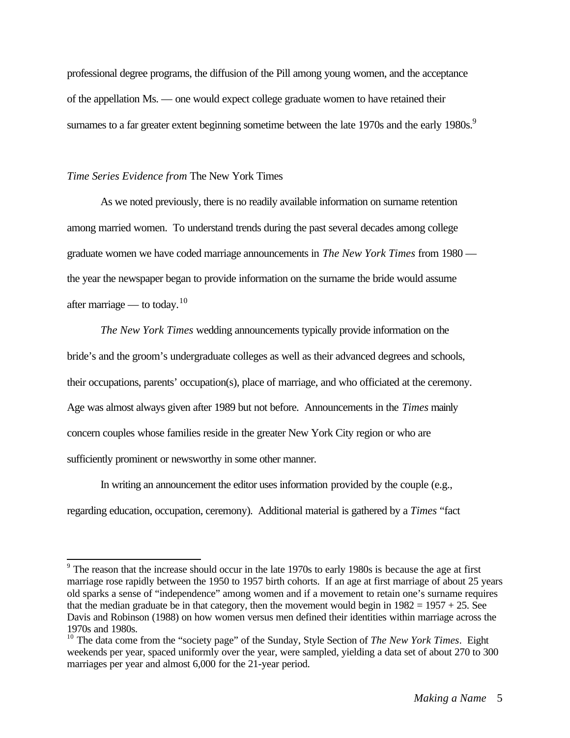professional degree programs, the diffusion of the Pill among young women, and the acceptance of the appellation Ms. — one would expect college graduate women to have retained their surnames to a far greater extent beginning sometime between the late 1970s and the early 1980s.[9]

### *Time Series Evidence from* The New York Times

As we noted previously, there is no readily available information on surname retention among married women. To understand trends during the past several decades among college graduate women we have coded marriage announcements in *The New York Times* from 1980 — the year the newspaper began to provide information on the surname the bride would assume after marriage — to today.[10]

*The New York Times* wedding announcements typically provide information on the bride's and the groom's undergraduate colleges as well as their advanced degrees and schools, their occupations, parents' occupation(s), place of marriage, and who officiated at the ceremony. Age was almost always given after 1989 but not before. Announcements in the *Times* mainly concern couples whose families reside in the greater New York City region or who are sufficiently prominent or newsworthy in some other manner.

In writing an announcement the editor uses information provided by the couple (e.g., regarding education, occupation, ceremony). Additional material is gathered by a *Times* "fact

---

[9] The reason that the increase should occur in the late 1970s to early 1980s is because the age at first marriage rose rapidly between the 1950 to 1957 birth cohorts. If an age at first marriage of about 25 years old sparks a sense of "independence" among women and if a movement to retain one's surname requires that the median graduate be in that category, then the movement would begin in 1982 = 1957 + 25. See Davis and Robinson (1988) on how women versus men defined their identities within marriage across the 1970s and 1980s.

[10] The data come from the "society page" of the Sunday, Style Section of *The New York Times*. Eight weekends per year, spaced uniformly over the year, were sampled, yielding a data set of about 270 to 300 marriages per year and almost 6,000 for the 21-year period.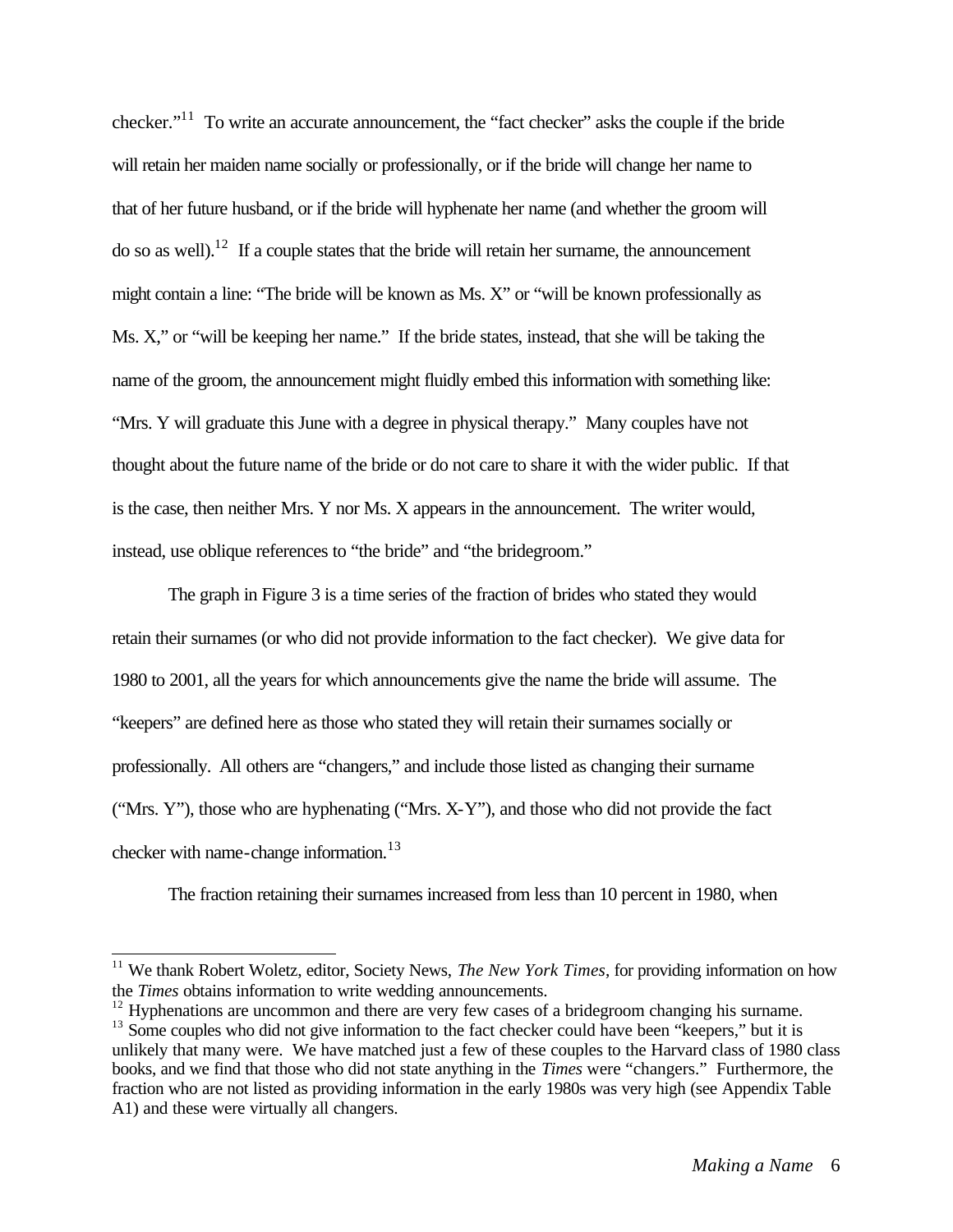checker."[11] To write an accurate announcement, the "fact checker" asks the couple if the bride will retain her maiden name socially or professionally, or if the bride will change her name to that of her future husband, or if the bride will hyphenate her name (and whether the groom will do so as well).[12] If a couple states that the bride will retain her surname, the announcement might contain a line: "The bride will be known as Ms. X" or "will be known professionally as Ms. X," or "will be keeping her name." If the bride states, instead, that she will be taking the name of the groom, the announcement might fluidly embed this information with something like: "Mrs. Y will graduate this June with a degree in physical therapy." Many couples have not thought about the future name of the bride or do not care to share it with the wider public. If that is the case, then neither Mrs. Y nor Ms. X appears in the announcement. The writer would, instead, use oblique references to "the bride" and "the bridegroom."

The graph in Figure 3 is a time series of the fraction of brides who stated they would retain their surnames (or who did not provide information to the fact checker). We give data for 1980 to 2001, all the years for which announcements give the name the bride will assume. The "keepers" are defined here as those who stated they will retain their surnames socially or professionally. All others are "changers," and include those listed as changing their surname ("Mrs. Y"), those who are hyphenating ("Mrs. X-Y"), and those who did not provide the fact checker with name-change information.[13]

The fraction retaining their surnames increased from less than 10 percent in 1980, when

---

[11] We thank Robert Woletz, editor, Society News, *The New York Times*, for providing information on how the *Times* obtains information to write wedding announcements.

[12] Hyphenations are uncommon and there are very few cases of a bridegroom changing his surname.

[13] Some couples who did not give information to the fact checker could have been "keepers," but it is unlikely that many were. We have matched just a few of these couples to the Harvard class of 1980 class books, and we find that those who did not state anything in the *Times* were "changers." Furthermore, the fraction who are not listed as providing information in the early 1980s was very high (see Appendix Table A1) and these were virtually all changers.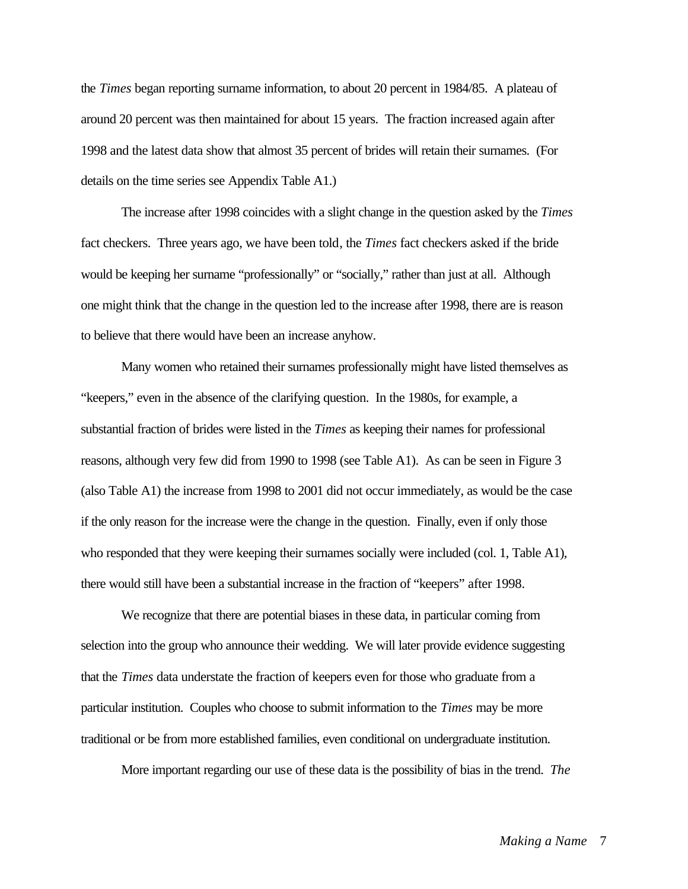the *Times* began reporting surname information, to about 20 percent in 1984/85. A plateau of around 20 percent was then maintained for about 15 years. The fraction increased again after 1998 and the latest data show that almost 35 percent of brides will retain their surnames. (For details on the time series see Appendix Table A1.)

The increase after 1998 coincides with a slight change in the question asked by the *Times* fact checkers. Three years ago, we have been told, the *Times* fact checkers asked if the bride would be keeping her surname "professionally" or "socially," rather than just at all. Although one might think that the change in the question led to the increase after 1998, there are is reason to believe that there would have been an increase anyhow.

Many women who retained their surnames professionally might have listed themselves as "keepers," even in the absence of the clarifying question. In the 1980s, for example, a substantial fraction of brides were listed in the *Times* as keeping their names for professional reasons, although very few did from 1990 to 1998 (see Table A1). As can be seen in Figure 3 (also Table A1) the increase from 1998 to 2001 did not occur immediately, as would be the case if the only reason for the increase were the change in the question. Finally, even if only those who responded that they were keeping their surnames socially were included (col. 1, Table A1), there would still have been a substantial increase in the fraction of "keepers" after 1998.

We recognize that there are potential biases in these data, in particular coming from selection into the group who announce their wedding. We will later provide evidence suggesting that the *Times* data understate the fraction of keepers even for those who graduate from a particular institution. Couples who choose to submit information to the *Times* may be more traditional or be from more established families, even conditional on undergraduate institution.

More important regarding our use of these data is the possibility of bias in the trend. *The*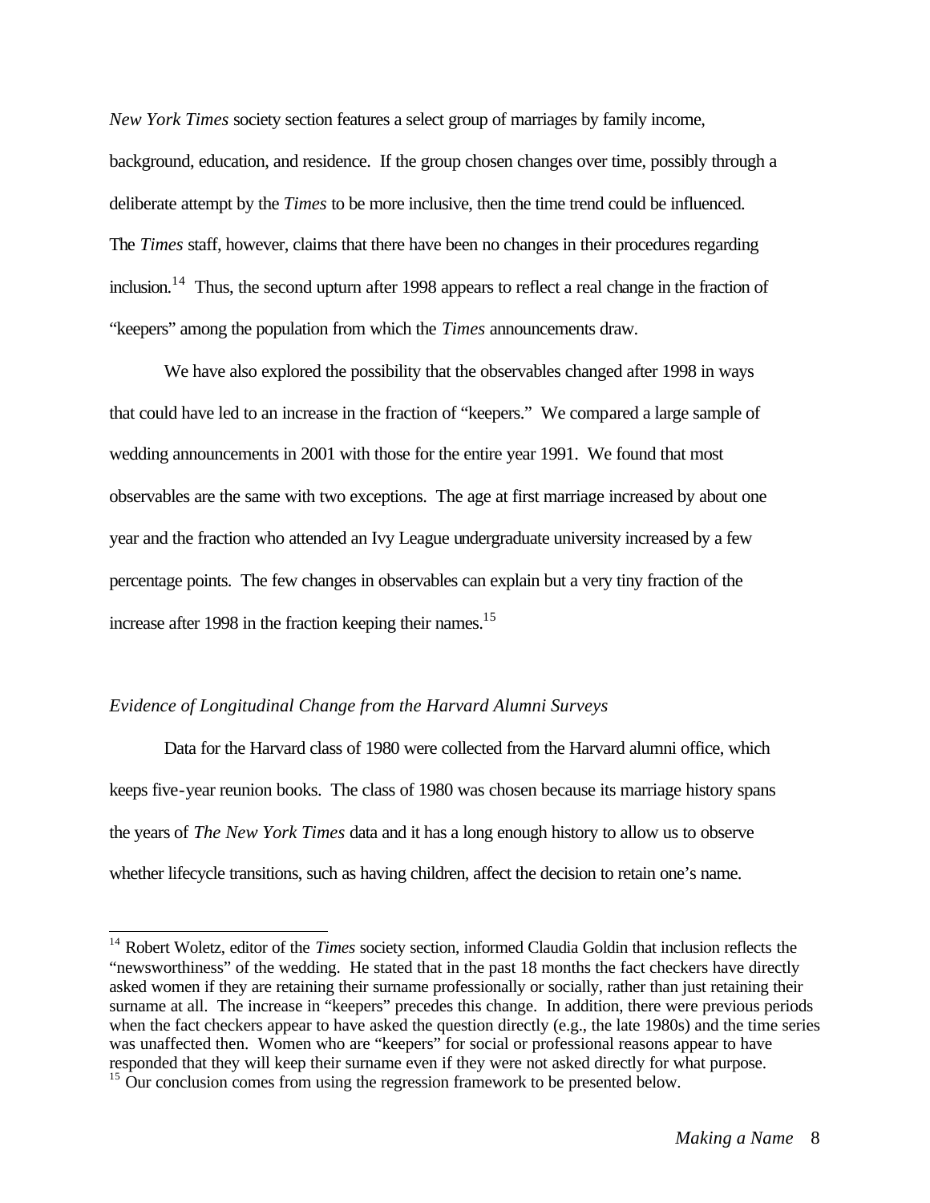*New York Times* society section features a select group of marriages by family income, background, education, and residence. If the group chosen changes over time, possibly through a deliberate attempt by the *Times* to be more inclusive, then the time trend could be influenced. The *Times* staff, however, claims that there have been no changes in their procedures regarding inclusion.[14] Thus, the second upturn after 1998 appears to reflect a real change in the fraction of "keepers" among the population from which the *Times* announcements draw.

We have also explored the possibility that the observables changed after 1998 in ways that could have led to an increase in the fraction of "keepers." We compared a large sample of wedding announcements in 2001 with those for the entire year 1991. We found that most observables are the same with two exceptions. The age at first marriage increased by about one year and the fraction who attended an Ivy League undergraduate university increased by a few percentage points. The few changes in observables can explain but a very tiny fraction of the increase after 1998 in the fraction keeping their names.[15]

### *Evidence of Longitudinal Change from the Harvard Alumni Surveys*

Data for the Harvard class of 1980 were collected from the Harvard alumni office, which keeps five-year reunion books. The class of 1980 was chosen because its marriage history spans the years of *The New York Times* data and it has a long enough history to allow us to observe whether lifecycle transitions, such as having children, affect the decision to retain one's name.

[14] Robert Woletz, editor of the *Times* society section, informed Claudia Goldin that inclusion reflects the "newsworthiness" of the wedding. He stated that in the past 18 months the fact checkers have directly asked women if they are retaining their surname professionally or socially, rather than just retaining their surname at all. The increase in "keepers" precedes this change. In addition, there were previous periods when the fact checkers appear to have asked the question directly (e.g., the late 1980s) and the time series was unaffected then. Women who are "keepers" for social or professional reasons appear to have responded that they will keep their surname even if they were not asked directly for what purpose.

[15] Our conclusion comes from using the regression framework to be presented below.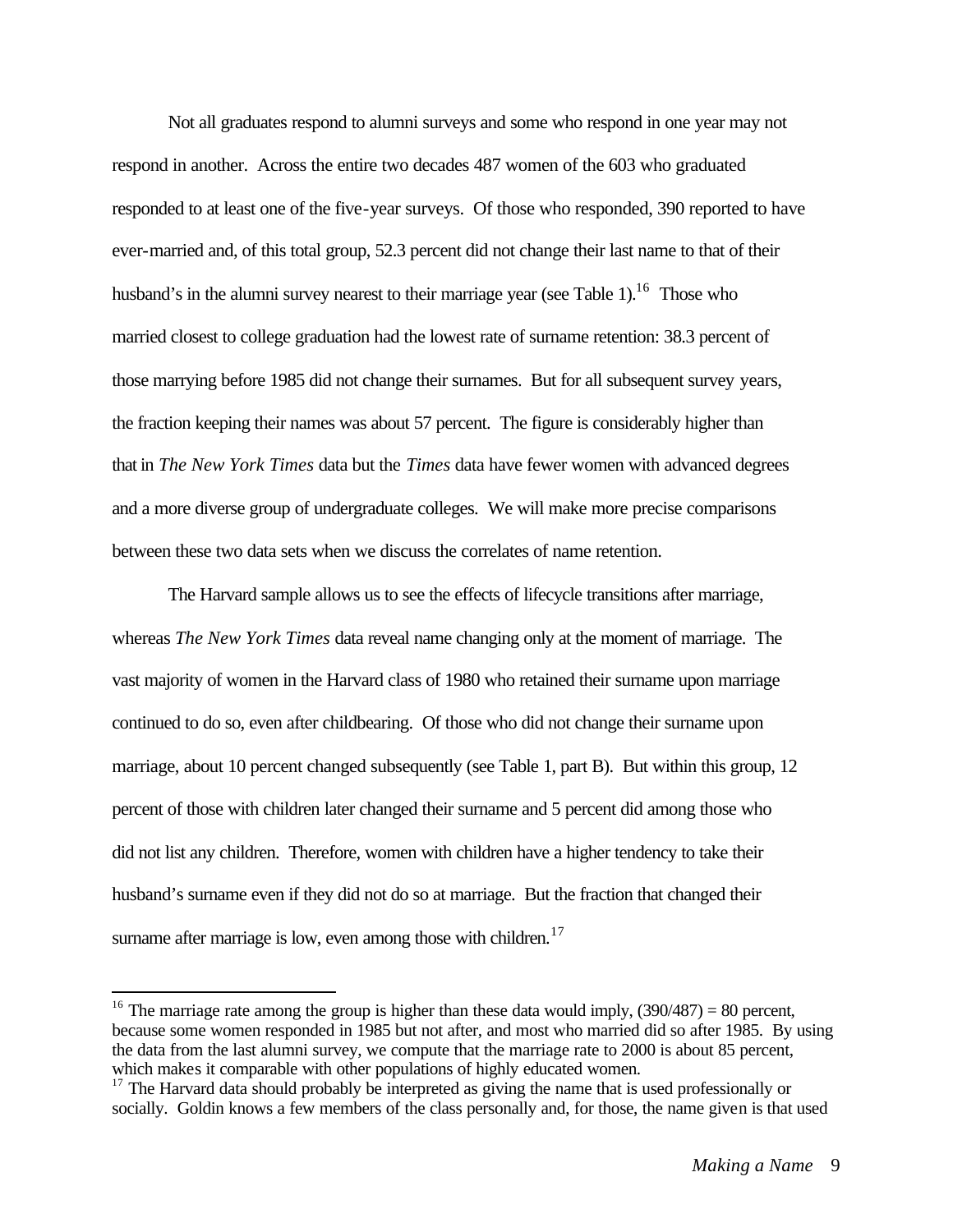Not all graduates respond to alumni surveys and some who respond in one year may not respond in another. Across the entire two decades 487 women of the 603 who graduated responded to at least one of the five-year surveys. Of those who responded, 390 reported to have ever-married and, of this total group, 52.3 percent did not change their last name to that of their husband's in the alumni survey nearest to their marriage year (see Table 1).[16] Those who married closest to college graduation had the lowest rate of surname retention: 38.3 percent of those marrying before 1985 did not change their surnames. But for all subsequent survey years, the fraction keeping their names was about 57 percent. The figure is considerably higher than that in *The New York Times* data but the *Times* data have fewer women with advanced degrees and a more diverse group of undergraduate colleges. We will make more precise comparisons between these two data sets when we discuss the correlates of name retention.

The Harvard sample allows us to see the effects of lifecycle transitions after marriage, whereas *The New York Times* data reveal name changing only at the moment of marriage. The vast majority of women in the Harvard class of 1980 who retained their surname upon marriage continued to do so, even after childbearing. Of those who did not change their surname upon marriage, about 10 percent changed subsequently (see Table 1, part B). But within this group, 12 percent of those with children later changed their surname and 5 percent did among those who did not list any children. Therefore, women with children have a higher tendency to take their husband's surname even if they did not do so at marriage. But the fraction that changed their surname after marriage is low, even among those with children.[17]

[16] The marriage rate among the group is higher than these data would imply, (390/487) = 80 percent, because some women responded in 1985 but not after, and most who married did so after 1985. By using the data from the last alumni survey, we compute that the marriage rate to 2000 is about 85 percent, which makes it comparable with other populations of highly educated women.

[17] The Harvard data should probably be interpreted as giving the name that is used professionally or socially. Goldin knows a few members of the class personally and, for those, the name given is that used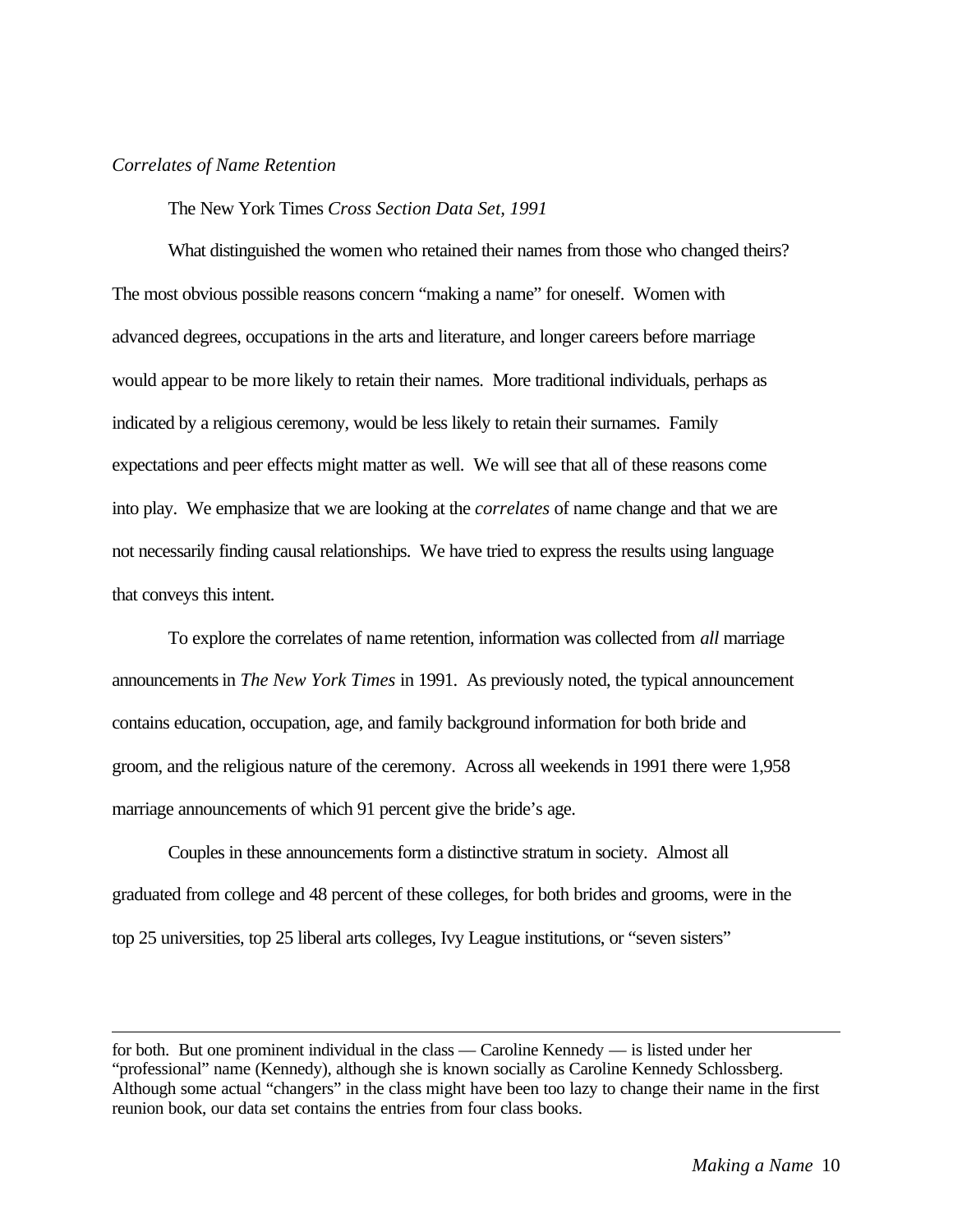*Correlates of Name Retention*

The New York Times *Cross Section Data Set, 1991*

What distinguished the women who retained their names from those who changed theirs? The most obvious possible reasons concern "making a name" for oneself. Women with advanced degrees, occupations in the arts and literature, and longer careers before marriage would appear to be more likely to retain their names. More traditional individuals, perhaps as indicated by a religious ceremony, would be less likely to retain their surnames. Family expectations and peer effects might matter as well. We will see that all of these reasons come into play. We emphasize that we are looking at the *correlates* of name change and that we are not necessarily finding causal relationships. We have tried to express the results using language that conveys this intent.

To explore the correlates of name retention, information was collected from *all* marriage announcements in *The New York Times* in 1991. As previously noted, the typical announcement contains education, occupation, age, and family background information for both bride and groom, and the religious nature of the ceremony. Across all weekends in 1991 there were 1,958 marriage announcements of which 91 percent give the bride's age.

Couples in these announcements form a distinctive stratum in society. Almost all graduated from college and 48 percent of these colleges, for both brides and grooms, were in the top 25 universities, top 25 liberal arts colleges, Ivy League institutions, or "seven sisters"

---

for both. But one prominent individual in the class — Caroline Kennedy — is listed under her "professional" name (Kennedy), although she is known socially as Caroline Kennedy Schlossberg. Although some actual "changers" in the class might have been too lazy to change their name in the first reunion book, our data set contains the entries from four class books.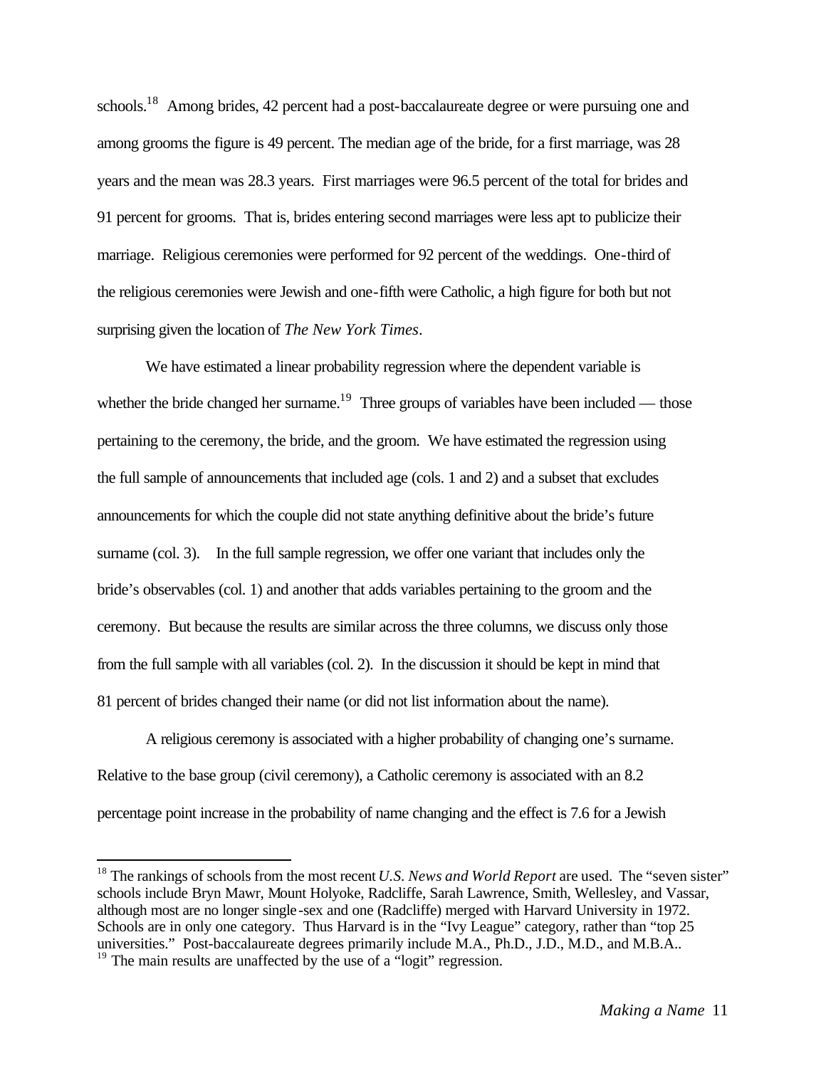schools.[18] Among brides, 42 percent had a post-baccalaureate degree or were pursuing one and among grooms the figure is 49 percent. The median age of the bride, for a first marriage, was 28 years and the mean was 28.3 years. First marriages were 96.5 percent of the total for brides and 91 percent for grooms. That is, brides entering second marriages were less apt to publicize their marriage. Religious ceremonies were performed for 92 percent of the weddings. One-third of the religious ceremonies were Jewish and one-fifth were Catholic, a high figure for both but not surprising given the location of *The New York Times*.

We have estimated a linear probability regression where the dependent variable is whether the bride changed her surname.[19] Three groups of variables have been included — those pertaining to the ceremony, the bride, and the groom. We have estimated the regression using the full sample of announcements that included age (cols. 1 and 2) and a subset that excludes announcements for which the couple did not state anything definitive about the bride's future surname (col. 3). In the full sample regression, we offer one variant that includes only the bride's observables (col. 1) and another that adds variables pertaining to the groom and the ceremony. But because the results are similar across the three columns, we discuss only those from the full sample with all variables (col. 2). In the discussion it should be kept in mind that 81 percent of brides changed their name (or did not list information about the name).

A religious ceremony is associated with a higher probability of changing one's surname. Relative to the base group (civil ceremony), a Catholic ceremony is associated with an 8.2 percentage point increase in the probability of name changing and the effect is 7.6 for a Jewish

---

[18] The rankings of schools from the most recent *U.S. News and World Report* are used. The "seven sister" schools include Bryn Mawr, Mount Holyoke, Radcliffe, Sarah Lawrence, Smith, Wellesley, and Vassar, although most are no longer single-sex and one (Radcliffe) merged with Harvard University in 1972. Schools are in only one category. Thus Harvard is in the "Ivy League" category, rather than "top 25 universities." Post-baccalaureate degrees primarily include M.A., Ph.D., J.D., M.D., and M.B.A..

[19] The main results are unaffected by the use of a "logit" regression.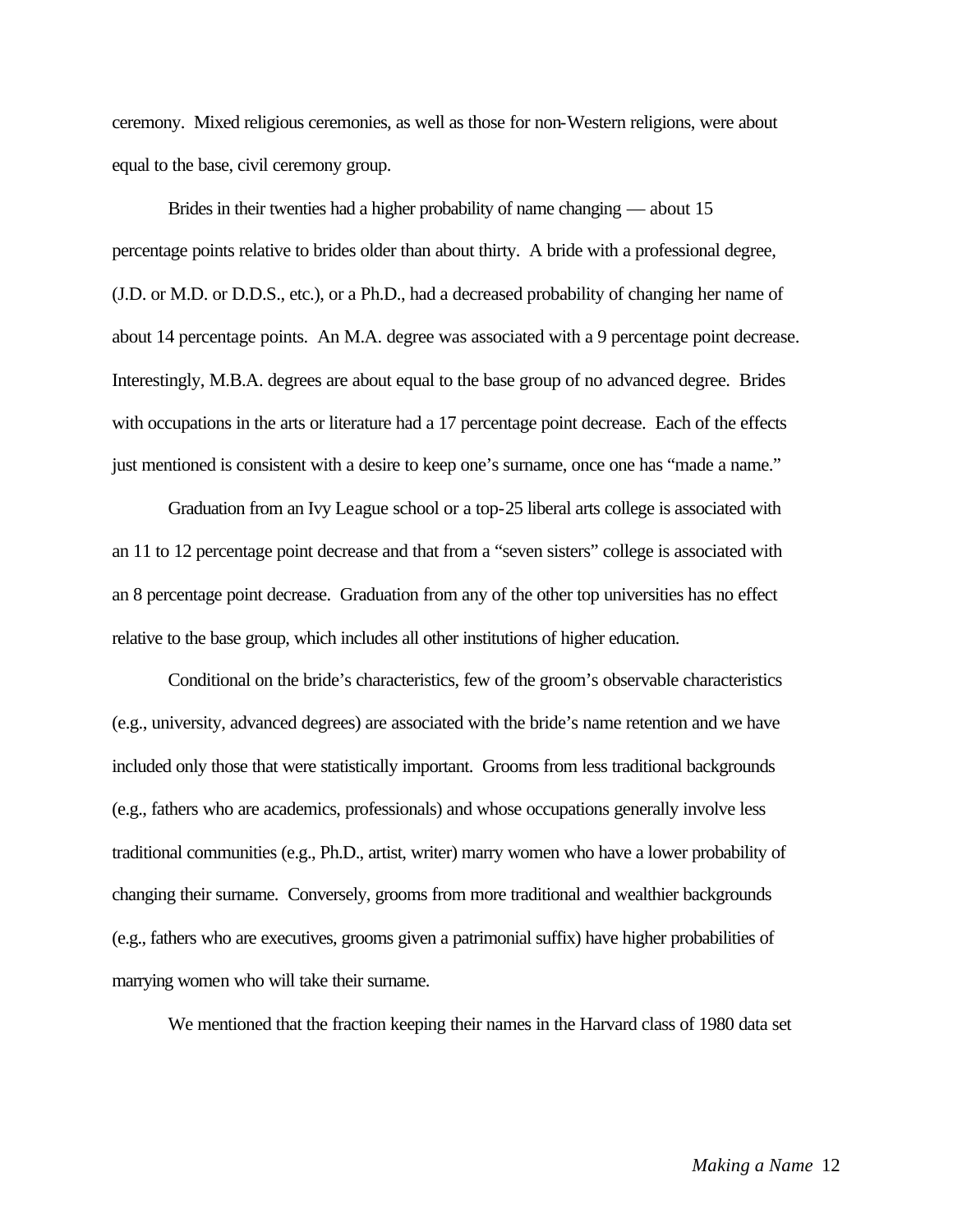ceremony. Mixed religious ceremonies, as well as those for non-Western religions, were about equal to the base, civil ceremony group.

Brides in their twenties had a higher probability of name changing — about 15 percentage points relative to brides older than about thirty. A bride with a professional degree, (J.D. or M.D. or D.D.S., etc.), or a Ph.D., had a decreased probability of changing her name of about 14 percentage points. An M.A. degree was associated with a 9 percentage point decrease. Interestingly, M.B.A. degrees are about equal to the base group of no advanced degree. Brides with occupations in the arts or literature had a 17 percentage point decrease. Each of the effects just mentioned is consistent with a desire to keep one's surname, once one has "made a name."

Graduation from an Ivy League school or a top-25 liberal arts college is associated with an 11 to 12 percentage point decrease and that from a "seven sisters" college is associated with an 8 percentage point decrease. Graduation from any of the other top universities has no effect relative to the base group, which includes all other institutions of higher education.

Conditional on the bride's characteristics, few of the groom's observable characteristics (e.g., university, advanced degrees) are associated with the bride's name retention and we have included only those that were statistically important. Grooms from less traditional backgrounds (e.g., fathers who are academics, professionals) and whose occupations generally involve less traditional communities (e.g., Ph.D., artist, writer) marry women who have a lower probability of changing their surname. Conversely, grooms from more traditional and wealthier backgrounds (e.g., fathers who are executives, grooms given a patrimonial suffix) have higher probabilities of marrying women who will take their surname.

We mentioned that the fraction keeping their names in the Harvard class of 1980 data set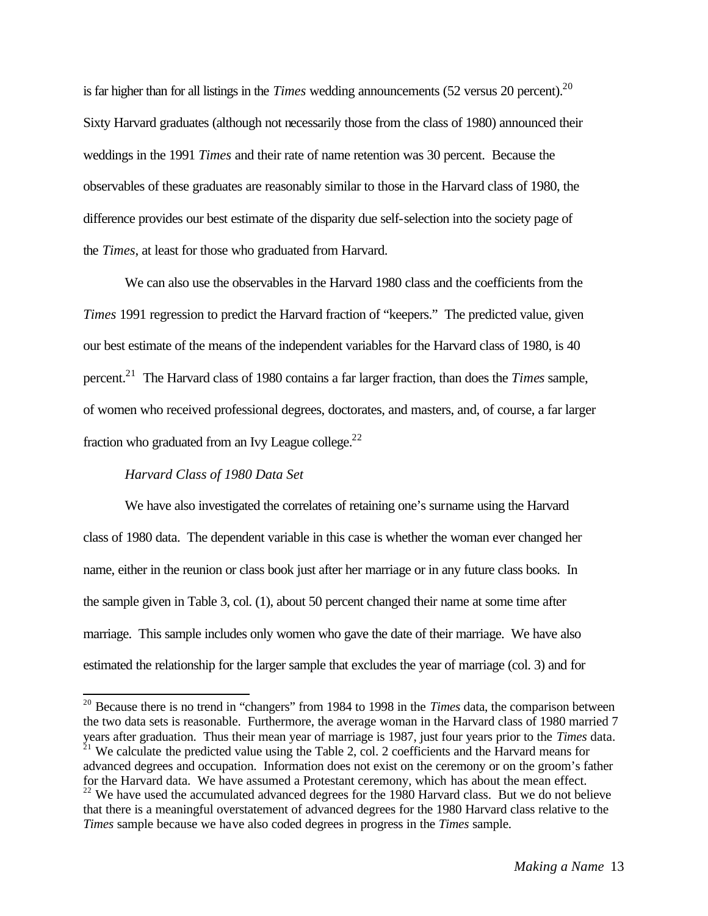is far higher than for all listings in the *Times* wedding announcements (52 versus 20 percent).[20] Sixty Harvard graduates (although not necessarily those from the class of 1980) announced their weddings in the 1991 *Times* and their rate of name retention was 30 percent. Because the observables of these graduates are reasonably similar to those in the Harvard class of 1980, the difference provides our best estimate of the disparity due self-selection into the society page of the *Times*, at least for those who graduated from Harvard.

We can also use the observables in the Harvard 1980 class and the coefficients from the *Times* 1991 regression to predict the Harvard fraction of "keepers." The predicted value, given our best estimate of the means of the independent variables for the Harvard class of 1980, is 40 percent.[21] The Harvard class of 1980 contains a far larger fraction, than does the *Times* sample, of women who received professional degrees, doctorates, and masters, and, of course, a far larger fraction who graduated from an Ivy League college.[22]

*Harvard Class of 1980 Data Set*

We have also investigated the correlates of retaining one's surname using the Harvard class of 1980 data. The dependent variable in this case is whether the woman ever changed her name, either in the reunion or class book just after her marriage or in any future class books. In the sample given in Table 3, col. (1), about 50 percent changed their name at some time after marriage. This sample includes only women who gave the date of their marriage. We have also estimated the relationship for the larger sample that excludes the year of marriage (col. 3) and for

---

[20] Because there is no trend in "changers" from 1984 to 1998 in the *Times* data, the comparison between the two data sets is reasonable. Furthermore, the average woman in the Harvard class of 1980 married 7 years after graduation. Thus their mean year of marriage is 1987, just four years prior to the *Times* data.

[21] We calculate the predicted value using the Table 2, col. 2 coefficients and the Harvard means for advanced degrees and occupation. Information does not exist on the ceremony or on the groom's father for the Harvard data. We have assumed a Protestant ceremony, which has about the mean effect.

[22] We have used the accumulated advanced degrees for the 1980 Harvard class. But we do not believe that there is a meaningful overstatement of advanced degrees for the 1980 Harvard class relative to the *Times* sample because we have also coded degrees in progress in the *Times* sample.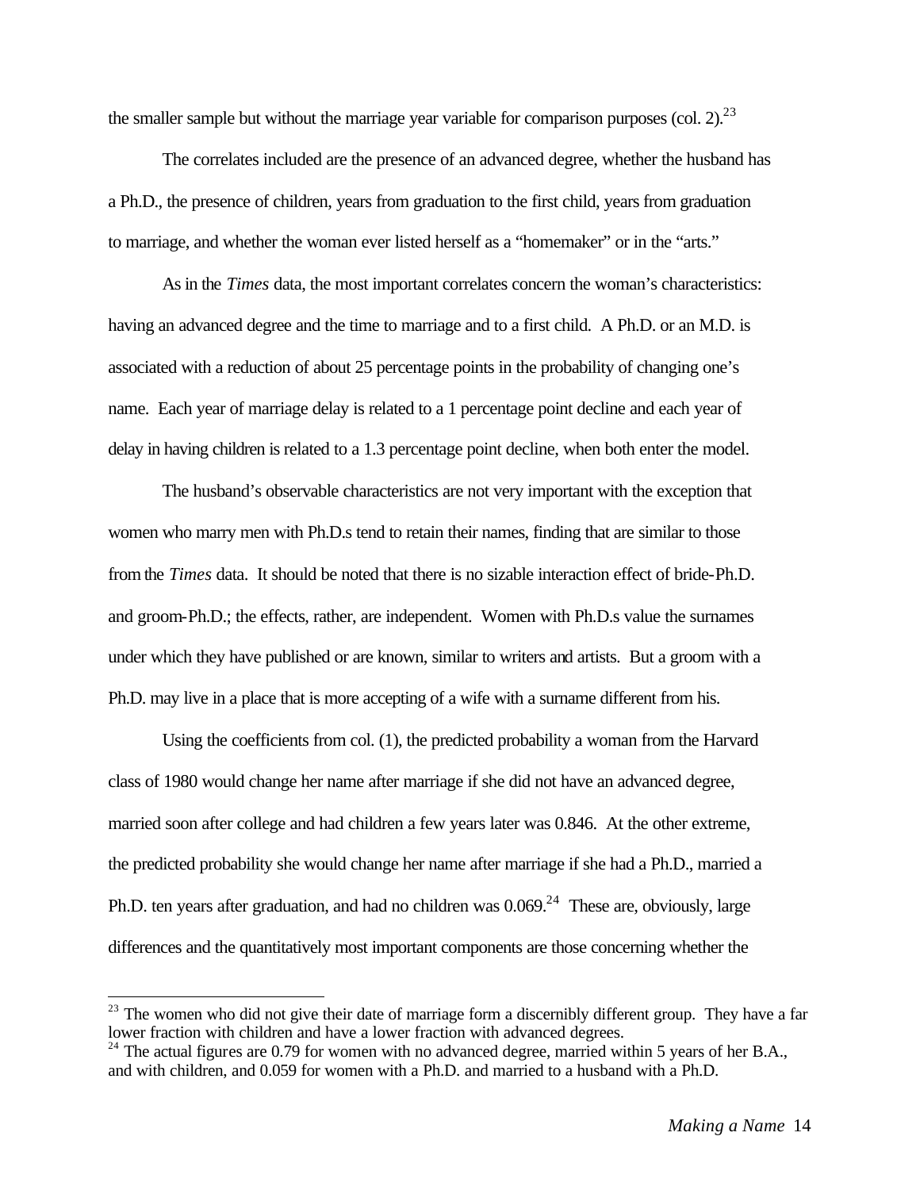the smaller sample but without the marriage year variable for comparison purposes (col. 2).[23]

The correlates included are the presence of an advanced degree, whether the husband has a Ph.D., the presence of children, years from graduation to the first child, years from graduation to marriage, and whether the woman ever listed herself as a "homemaker" or in the "arts."

As in the *Times* data, the most important correlates concern the woman's characteristics: having an advanced degree and the time to marriage and to a first child. A Ph.D. or an M.D. is associated with a reduction of about 25 percentage points in the probability of changing one's name. Each year of marriage delay is related to a 1 percentage point decline and each year of delay in having children is related to a 1.3 percentage point decline, when both enter the model.

The husband's observable characteristics are not very important with the exception that women who marry men with Ph.D.s tend to retain their names, finding that are similar to those from the *Times* data. It should be noted that there is no sizable interaction effect of bride-Ph.D. and groom-Ph.D.; the effects, rather, are independent. Women with Ph.D.s value the surnames under which they have published or are known, similar to writers and artists. But a groom with a Ph.D. may live in a place that is more accepting of a wife with a surname different from his.

Using the coefficients from col. (1), the predicted probability a woman from the Harvard class of 1980 would change her name after marriage if she did not have an advanced degree, married soon after college and had children a few years later was 0.846. At the other extreme, the predicted probability she would change her name after marriage if she had a Ph.D., married a Ph.D. ten years after graduation, and had no children was 0.069.[24] These are, obviously, large differences and the quantitatively most important components are those concerning whether the

---

[23] The women who did not give their date of marriage form a discernibly different group. They have a far lower fraction with children and have a lower fraction with advanced degrees.

[24] The actual figures are 0.79 for women with no advanced degree, married within 5 years of her B.A., and with children, and 0.059 for women with a Ph.D. and married to a husband with a Ph.D.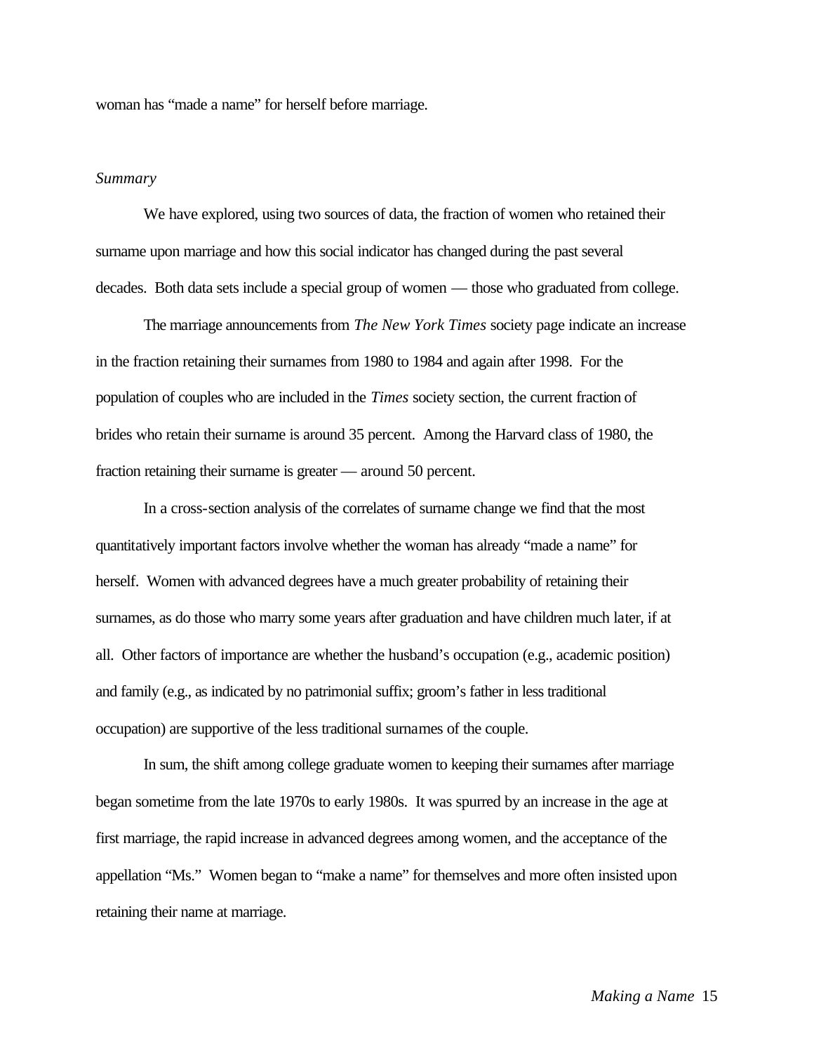woman has "made a name" for herself before marriage.

*Summary*

We have explored, using two sources of data, the fraction of women who retained their surname upon marriage and how this social indicator has changed during the past several decades. Both data sets include a special group of women — those who graduated from college.

The marriage announcements from *The New York Times* society page indicate an increase in the fraction retaining their surnames from 1980 to 1984 and again after 1998. For the population of couples who are included in the *Times* society section, the current fraction of brides who retain their surname is around 35 percent. Among the Harvard class of 1980, the fraction retaining their surname is greater — around 50 percent.

In a cross-section analysis of the correlates of surname change we find that the most quantitatively important factors involve whether the woman has already "made a name" for herself. Women with advanced degrees have a much greater probability of retaining their surnames, as do those who marry some years after graduation and have children much later, if at all. Other factors of importance are whether the husband's occupation (e.g., academic position) and family (e.g., as indicated by no patrimonial suffix; groom's father in less traditional occupation) are supportive of the less traditional surnames of the couple.

In sum, the shift among college graduate women to keeping their surnames after marriage began sometime from the late 1970s to early 1980s. It was spurred by an increase in the age at first marriage, the rapid increase in advanced degrees among women, and the acceptance of the appellation "Ms." Women began to "make a name" for themselves and more often insisted upon retaining their name at marriage.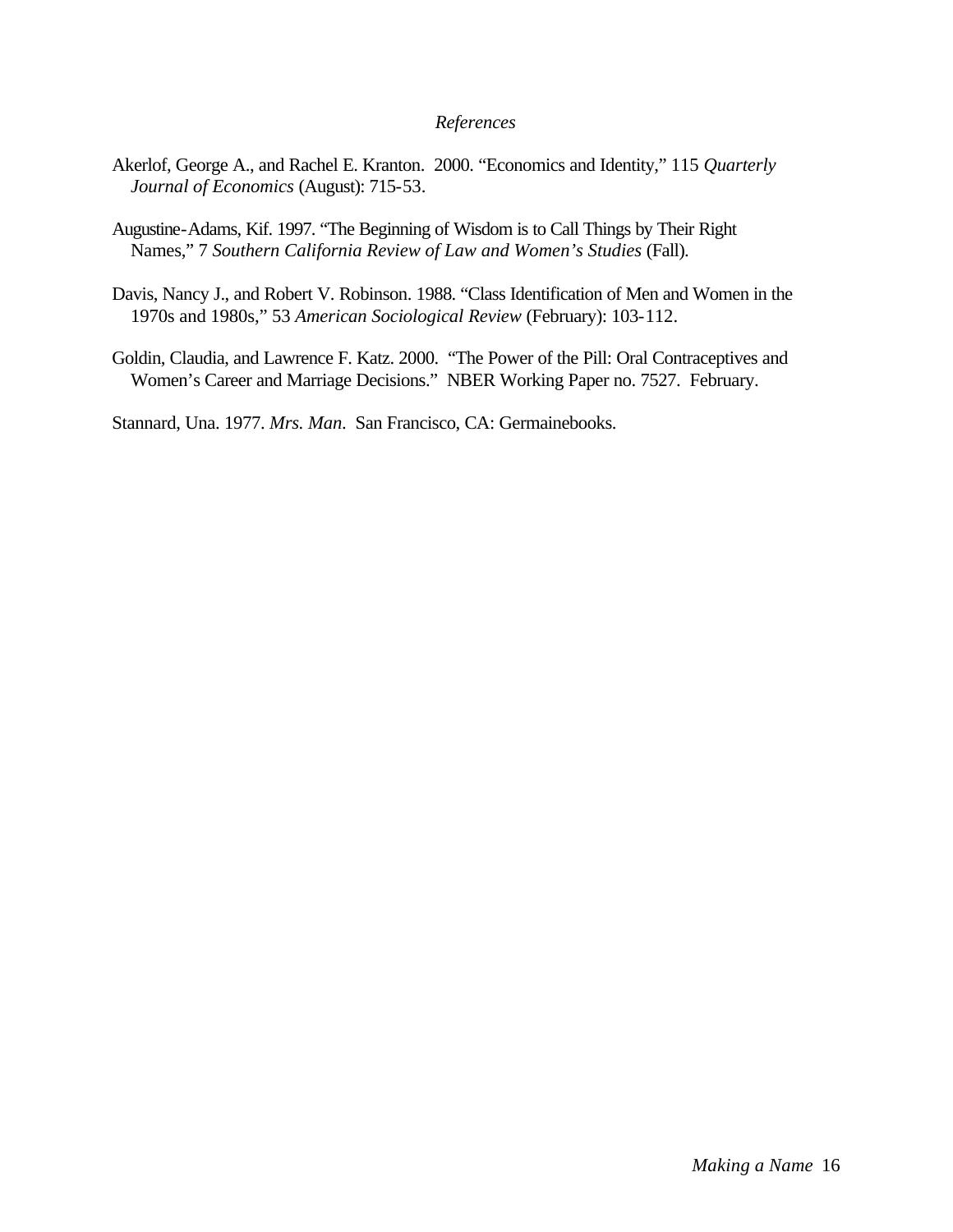*References*

Akerlof, George A., and Rachel E. Kranton. 2000. "Economics and Identity," 115 *Quarterly Journal of Economics* (August): 715-53.

Augustine-Adams, Kif. 1997. "The Beginning of Wisdom is to Call Things by Their Right Names," 7 *Southern California Review of Law and Women's Studies* (Fall).

Davis, Nancy J., and Robert V. Robinson. 1988. "Class Identification of Men and Women in the 1970s and 1980s," 53 *American Sociological Review* (February): 103-112.

Goldin, Claudia, and Lawrence F. Katz. 2000. "The Power of the Pill: Oral Contraceptives and Women's Career and Marriage Decisions." NBER Working Paper no. 7527. February.

Stannard, Una. 1977. *Mrs. Man*. San Francisco, CA: Germainebooks.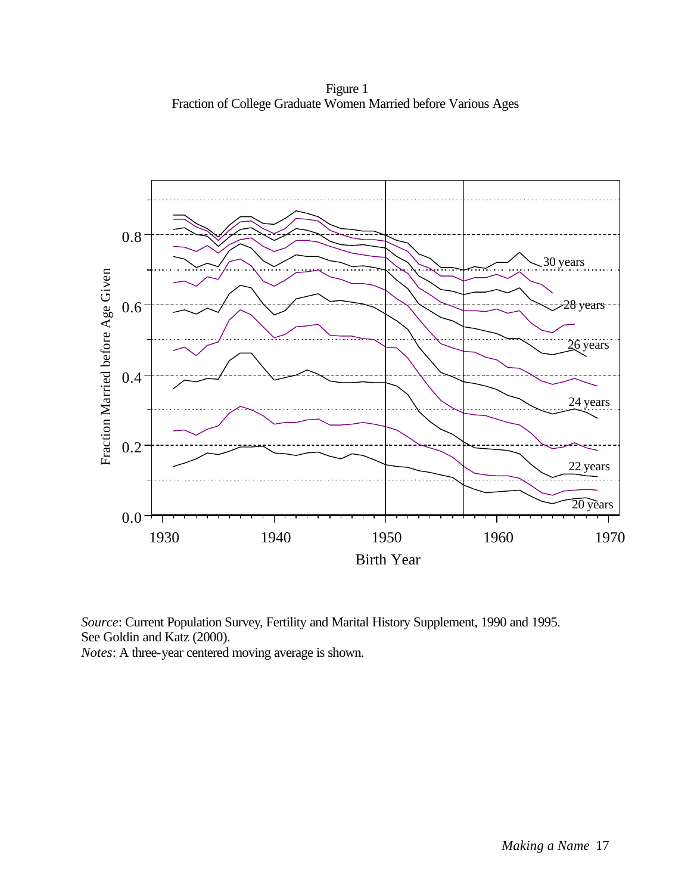Figure 1
Fraction of College Graduate Women Married before Various Ages

*Source*: Current Population Survey, Fertility and Marital History Supplement, 1990 and 1995. See Goldin and Katz (2000).
*Notes*: A three-year centered moving average is shown.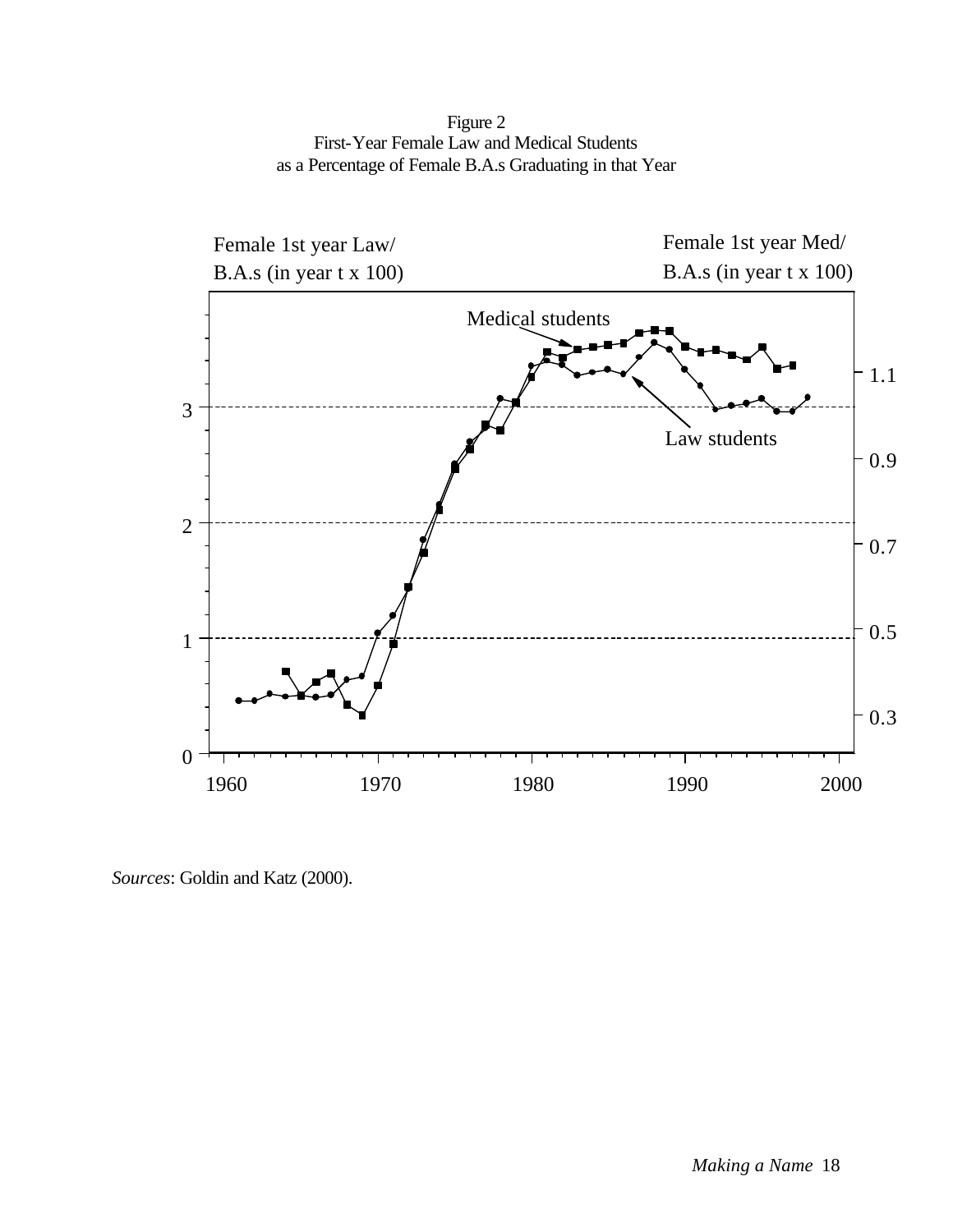Figure 2
First-Year Female Law and Medical Students
as a Percentage of Female B.A.s Graduating in that Year

Female 1st year Law/
B.A.s (in year t x 100)

Female 1st year Med/
B.A.s (in year t x 100)

Medical students

Law students

3

2

1

0

1.1

0.9

0.7

0.5

0.3

1960

1970

1980

1990

2000

*Sources*: Goldin and Katz (2000).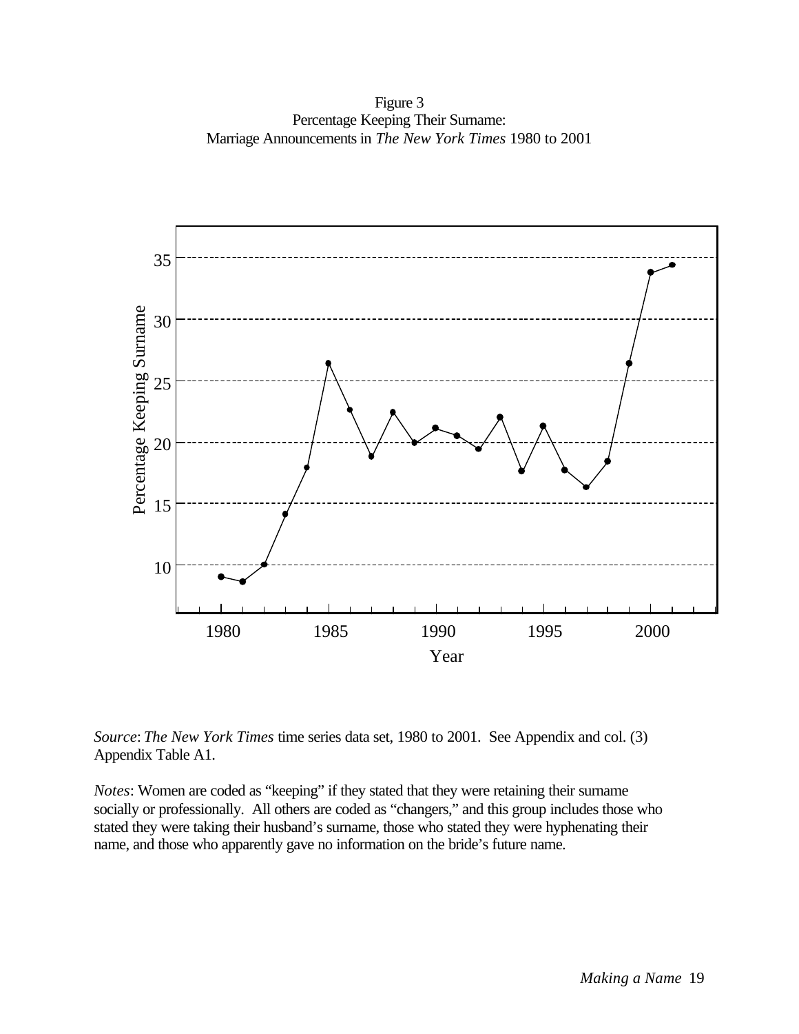Figure 3
Percentage Keeping Their Surname:
Marriage Announcements in *The New York Times* 1980 to 2001

Percentage Keeping Surname

35
30
25
20
15
10

1980
1985
1990
1995
2000

Year

*Source*: *The New York Times* time series data set, 1980 to 2001. See Appendix and col. (3) Appendix Table A1.

*Notes*: Women are coded as "keeping" if they stated that they were retaining their surname socially or professionally. All others are coded as "changers," and this group includes those who stated they were taking their husband's surname, those who stated they were hyphenating their name, and those who apparently gave no information on the bride's future name.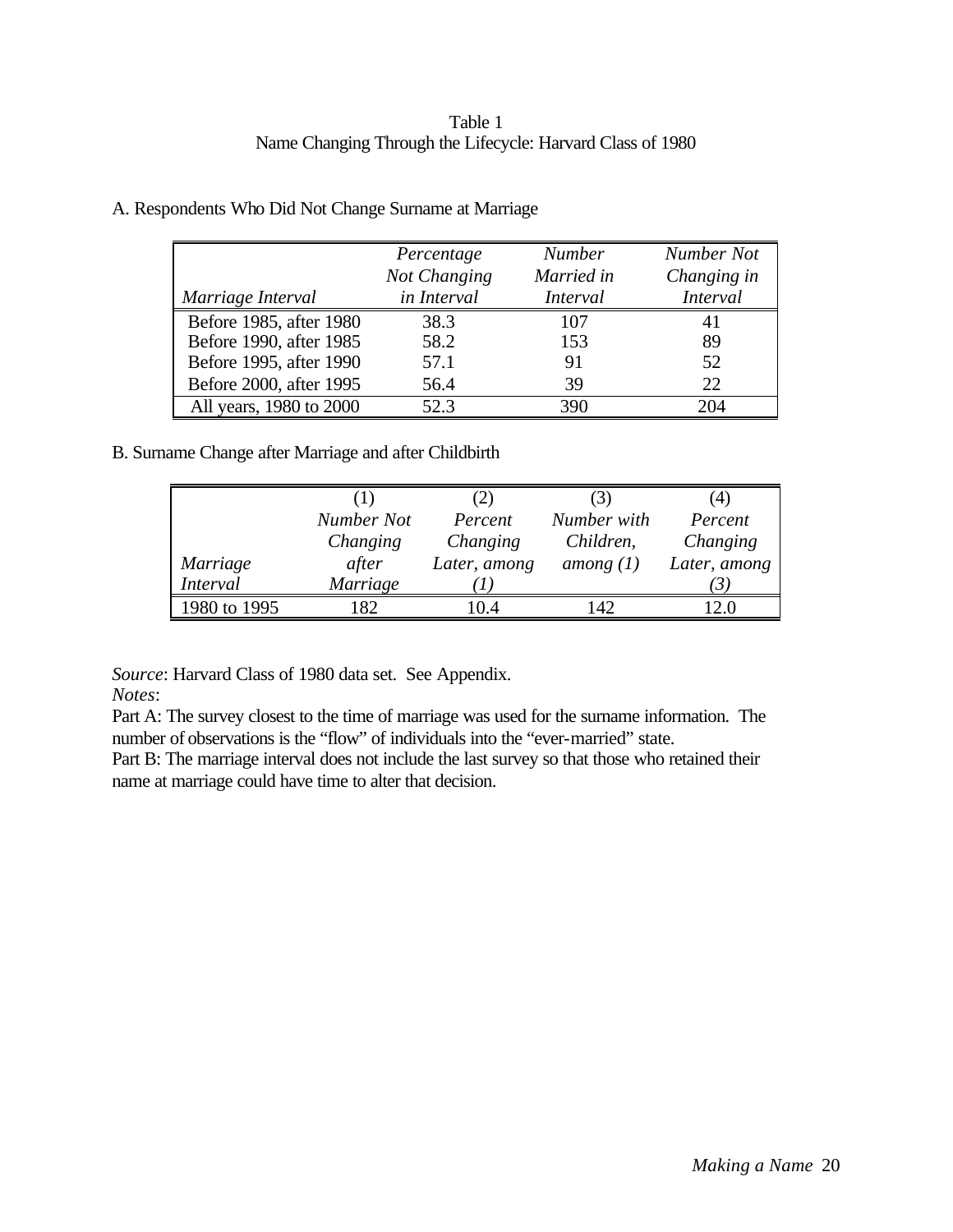Table 1
Name Changing Through the Lifecycle: Harvard Class of 1980

A. Respondents Who Did Not Change Surname at Marriage

| *Marriage Interval* | *Percentage Not Changing in Interval* | *Number Married in Interval* | *Number Not Changing in Interval* |
|---|---|---|---|
| Before 1985, after 1980 | 38.3 | 107 | 41 |
| Before 1990, after 1985 | 58.2 | 153 | 89 |
| Before 1995, after 1990 | 57.1 | 91 | 52 |
| Before 2000, after 1995 | 56.4 | 39 | 22 |
| All years, 1980 to 2000 | 52.3 | 390 | 204 |

B. Surname Change after Marriage and after Childbirth

| | (1) | (2) | (3) | (4) |
|---|---|---|---|---|
| *Marriage Interval* | *Number Not Changing after Marriage* | *Percent Changing Later, among (1)* | *Number with Children, among (1)* | *Percent Changing Later, among (3)* |
| 1980 to 1995 | 182 | 10.4 | 142 | 12.0 |

*Source*: Harvard Class of 1980 data set. See Appendix.

*Notes*:

Part A: The survey closest to the time of marriage was used for the surname information. The number of observations is the "flow" of individuals into the "ever-married" state.

Part B: The marriage interval does not include the last survey so that those who retained their name at marriage could have time to alter that decision.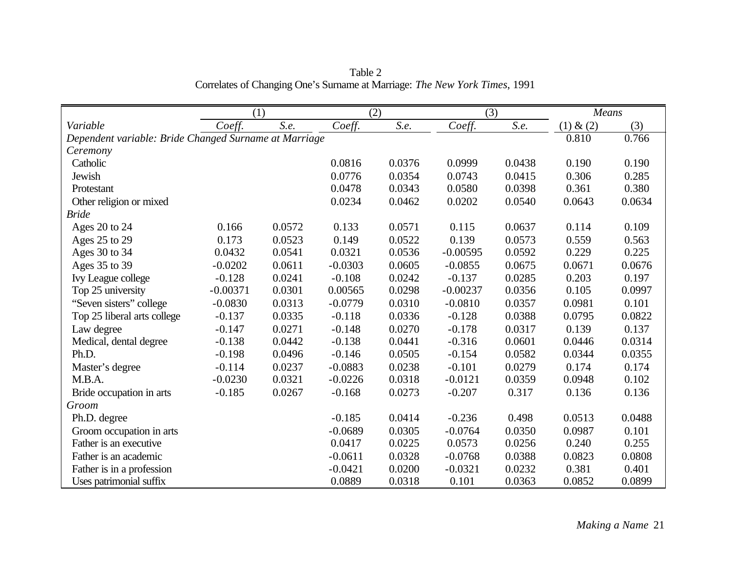Table 2
Correlates of Changing One's Surname at Marriage: *The New York Times*, 1991

| | (1) | | (2) | | (3) | | *Means* | |
|---|---|---|---|---|---|---|---|---|
| *Variable* | *Coeff.* | *S.e.* | *Coeff.* | *S.e.* | *Coeff.* | *S.e.* | (1) & (2) | (3) |
| *Dependent variable: Bride Changed Surname at Marriage* | | | | | | | 0.810 | 0.766 |
| *Ceremony* | | | | | | | | |
| Catholic | | | 0.0816 | 0.0376 | 0.0999 | 0.0438 | 0.190 | 0.190 |
| Jewish | | | 0.0776 | 0.0354 | 0.0743 | 0.0415 | 0.306 | 0.285 |
| Protestant | | | 0.0478 | 0.0343 | 0.0580 | 0.0398 | 0.361 | 0.380 |
| Other religion or mixed | | | 0.0234 | 0.0462 | 0.0202 | 0.0540 | 0.0643 | 0.0634 |
| *Bride* | | | | | | | | |
| Ages 20 to 24 | 0.166 | 0.0572 | 0.133 | 0.0571 | 0.115 | 0.0637 | 0.114 | 0.109 |
| Ages 25 to 29 | 0.173 | 0.0523 | 0.149 | 0.0522 | 0.139 | 0.0573 | 0.559 | 0.563 |
| Ages 30 to 34 | 0.0432 | 0.0541 | 0.0321 | 0.0536 | -0.00595 | 0.0592 | 0.229 | 0.225 |
| Ages 35 to 39 | -0.0202 | 0.0611 | -0.0303 | 0.0605 | -0.0855 | 0.0675 | 0.0671 | 0.0676 |
| Ivy League college | -0.128 | 0.0241 | -0.108 | 0.0242 | -0.137 | 0.0285 | 0.203 | 0.197 |
| Top 25 university | -0.00371 | 0.0301 | 0.00565 | 0.0298 | -0.00237 | 0.0356 | 0.105 | 0.0997 |
| "Seven sisters" college | -0.0830 | 0.0313 | -0.0779 | 0.0310 | -0.0810 | 0.0357 | 0.0981 | 0.101 |
| Top 25 liberal arts college | -0.137 | 0.0335 | -0.118 | 0.0336 | -0.128 | 0.0388 | 0.0795 | 0.0822 |
| Law degree | -0.147 | 0.0271 | -0.148 | 0.0270 | -0.178 | 0.0317 | 0.139 | 0.137 |
| Medical, dental degree | -0.138 | 0.0442 | -0.138 | 0.0441 | -0.316 | 0.0601 | 0.0446 | 0.0314 |
| Ph.D. | -0.198 | 0.0496 | -0.146 | 0.0505 | -0.154 | 0.0582 | 0.0344 | 0.0355 |
| Master's degree | -0.114 | 0.0237 | -0.0883 | 0.0238 | -0.101 | 0.0279 | 0.174 | 0.174 |
| M.B.A. | -0.0230 | 0.0321 | -0.0226 | 0.0318 | -0.0121 | 0.0359 | 0.0948 | 0.102 |
| Bride occupation in arts | -0.185 | 0.0267 | -0.168 | 0.0273 | -0.207 | 0.317 | 0.136 | 0.136 |
| *Groom* | | | | | | | | |
| Ph.D. degree | | | -0.185 | 0.0414 | -0.236 | 0.498 | 0.0513 | 0.0488 |
| Groom occupation in arts | | | -0.0689 | 0.0305 | -0.0764 | 0.0350 | 0.0987 | 0.101 |
| Father is an executive | | | 0.0417 | 0.0225 | 0.0573 | 0.0256 | 0.240 | 0.255 |
| Father is an academic | | | -0.0611 | 0.0328 | -0.0768 | 0.0388 | 0.0823 | 0.0808 |
| Father is in a profession | | | -0.0421 | 0.0200 | -0.0321 | 0.0232 | 0.381 | 0.401 |
| Uses patrimonial suffix | | | 0.0889 | 0.0318 | 0.101 | 0.0363 | 0.0852 | 0.0899 |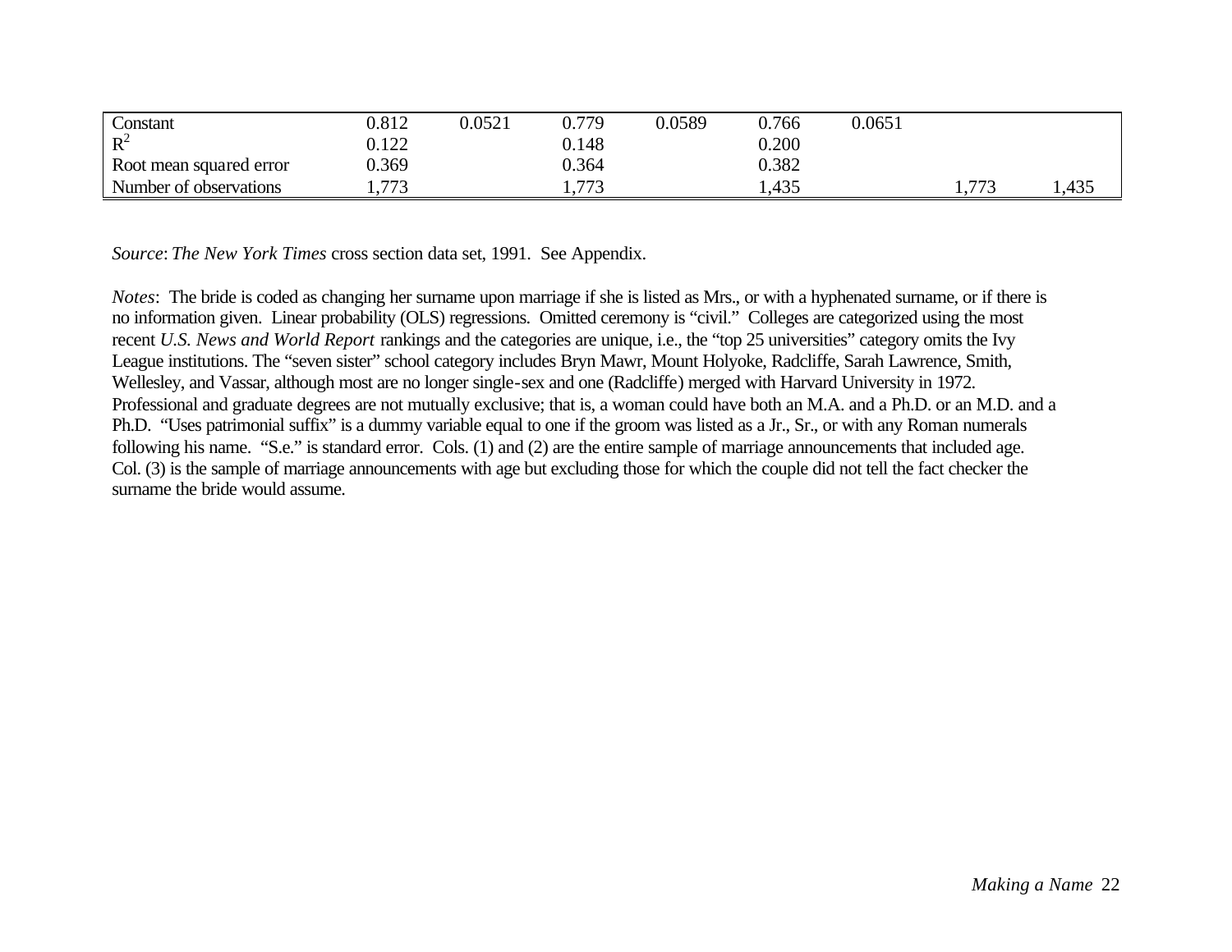| | | | | | | | | |
|---|---|---|---|---|---|---|---|---|
| Constant | 0.812 | 0.0521 | 0.779 | 0.0589 | 0.766 | 0.0651 | | |
| $R^2$ | 0.122 | | 0.148 | | 0.200 | | | |
| Root mean squared error | 0.369 | | 0.364 | | 0.382 | | | |
| Number of observations | 1,773 | | 1,773 | | 1,435 | | 1,773 | 1,435 |

*Source*: *The New York Times* cross section data set, 1991. See Appendix.

*Notes*: The bride is coded as changing her surname upon marriage if she is listed as Mrs., or with a hyphenated surname, or if there is no information given. Linear probability (OLS) regressions. Omitted ceremony is "civil." Colleges are categorized using the most recent *U.S. News and World Report* rankings and the categories are unique, i.e., the "top 25 universities" category omits the Ivy League institutions. The "seven sister" school category includes Bryn Mawr, Mount Holyoke, Radcliffe, Sarah Lawrence, Smith, Wellesley, and Vassar, although most are no longer single-sex and one (Radcliffe) merged with Harvard University in 1972. Professional and graduate degrees are not mutually exclusive; that is, a woman could have both an M.A. and a Ph.D. or an M.D. and a Ph.D. "Uses patrimonial suffix" is a dummy variable equal to one if the groom was listed as a Jr., Sr., or with any Roman numerals following his name. "S.e." is standard error. Cols. (1) and (2) are the entire sample of marriage announcements that included age. Col. (3) is the sample of marriage announcements with age but excluding those for which the couple did not tell the fact checker the surname the bride would assume.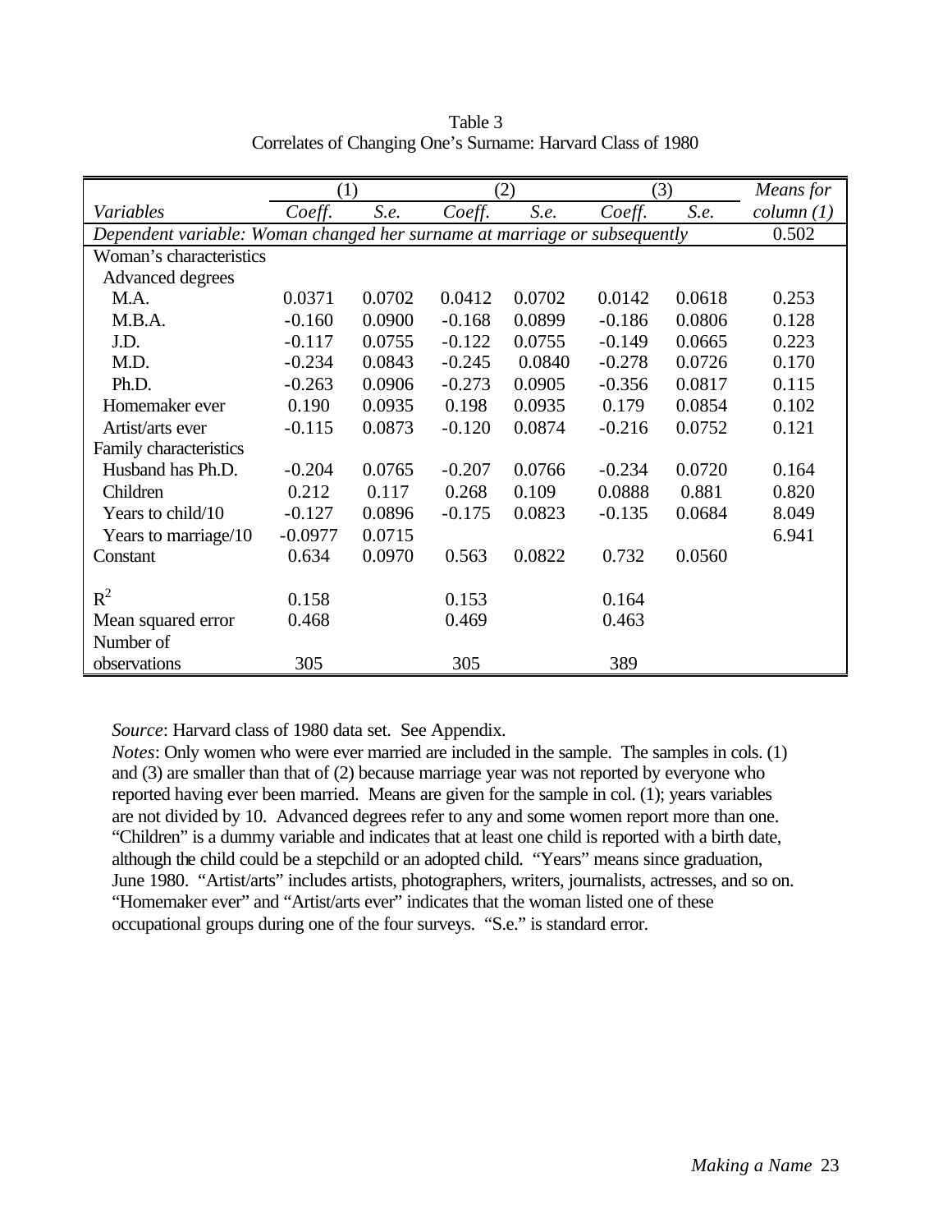Table 3
Correlates of Changing One's Surname: Harvard Class of 1980

| | (1) | | (2) | | (3) | | *Means for* |
|---|---|---|---|---|---|---|---|
| *Variables* | *Coeff.* | *S.e.* | *Coeff.* | *S.e.* | *Coeff.* | *S.e.* | *column (1)* |
| *Dependent variable: Woman changed her surname at marriage or subsequently* | | | | | | | 0.502 |
| Woman's characteristics | | | | | | | |
| Advanced degrees | | | | | | | |
| M.A. | 0.0371 | 0.0702 | 0.0412 | 0.0702 | 0.0142 | 0.0618 | 0.253 |
| M.B.A. | -0.160 | 0.0900 | -0.168 | 0.0899 | -0.186 | 0.0806 | 0.128 |
| J.D. | -0.117 | 0.0755 | -0.122 | 0.0755 | -0.149 | 0.0665 | 0.223 |
| M.D. | -0.234 | 0.0843 | -0.245 | 0.0840 | -0.278 | 0.0726 | 0.170 |
| Ph.D. | -0.263 | 0.0906 | -0.273 | 0.0905 | -0.356 | 0.0817 | 0.115 |
| Homemaker ever | 0.190 | 0.0935 | 0.198 | 0.0935 | 0.179 | 0.0854 | 0.102 |
| Artist/arts ever | -0.115 | 0.0873 | -0.120 | 0.0874 | -0.216 | 0.0752 | 0.121 |
| Family characteristics | | | | | | | |
| Husband has Ph.D. | -0.204 | 0.0765 | -0.207 | 0.0766 | -0.234 | 0.0720 | 0.164 |
| Children | 0.212 | 0.117 | 0.268 | 0.109 | 0.0888 | 0.881 | 0.820 |
| Years to child/10 | -0.127 | 0.0896 | -0.175 | 0.0823 | -0.135 | 0.0684 | 8.049 |
| Years to marriage/10 | -0.0977 | 0.0715 | | | | | 6.941 |
| Constant | 0.634 | 0.0970 | 0.563 | 0.0822 | 0.732 | 0.0560 | |
| $R^2$ | 0.158 | | 0.153 | | 0.164 | | |
| Mean squared error | 0.468 | | 0.469 | | 0.463 | | |
| Number of observations | 305 | | 305 | | 389 | | |

*Source*: Harvard class of 1980 data set. See Appendix.

*Notes*: Only women who were ever married are included in the sample. The samples in cols. (1) and (3) are smaller than that of (2) because marriage year was not reported by everyone who reported having ever been married. Means are given for the sample in col. (1); years variables are not divided by 10. Advanced degrees refer to any and some women report more than one. "Children" is a dummy variable and indicates that at least one child is reported with a birth date, although the child could be a stepchild or an adopted child. "Years" means since graduation, June 1980. "Artist/arts" includes artists, photographers, writers, journalists, actresses, and so on. "Homemaker ever" and "Artist/arts ever" indicates that the woman listed one of these occupational groups during one of the four surveys. "S.e." is standard error.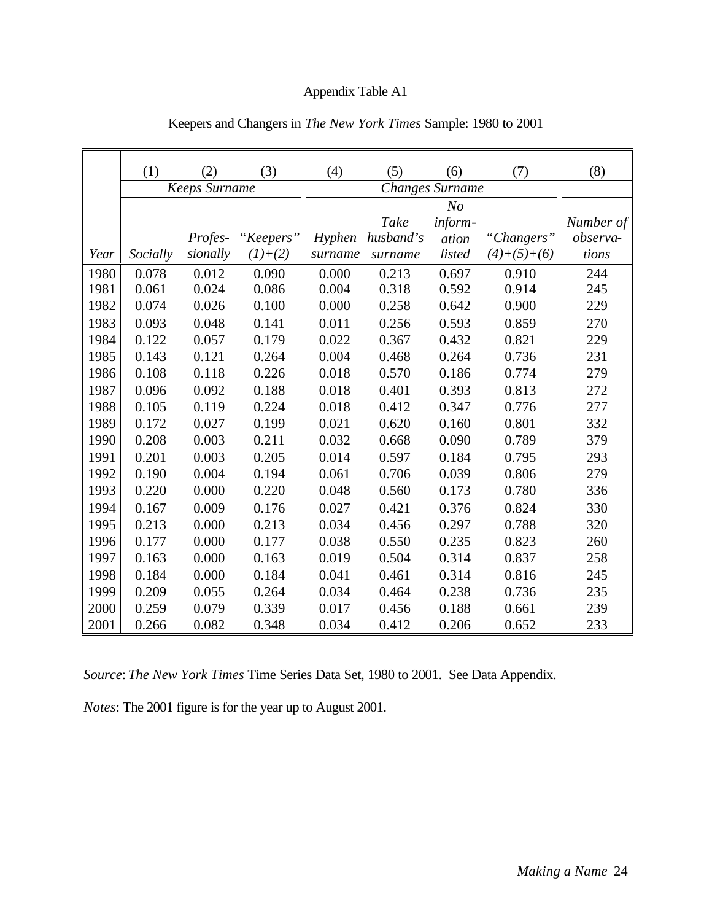Appendix Table A1

Keepers and Changers in *The New York Times* Sample: 1980 to 2001

| | (1) | (2) | (3) | (4) | (5) | (6) | (7) | (8) |
|---|---|---|---|---|---|---|---|---|
| | *Keeps Surname* | | | *Changes Surname* | | | | |
| *Year* | *Socially* | *Profes-sionally* | *"Keepers" (1)+(2)* | *Hyphen surname* | *Take husband's surname* | *No inform-ation listed* | *"Changers" (4)+(5)+(6)* | *Number of observa-tions* |
| 1980 | 0.078 | 0.012 | 0.090 | 0.000 | 0.213 | 0.697 | 0.910 | 244 |
| 1981 | 0.061 | 0.024 | 0.086 | 0.004 | 0.318 | 0.592 | 0.914 | 245 |
| 1982 | 0.074 | 0.026 | 0.100 | 0.000 | 0.258 | 0.642 | 0.900 | 229 |
| 1983 | 0.093 | 0.048 | 0.141 | 0.011 | 0.256 | 0.593 | 0.859 | 270 |
| 1984 | 0.122 | 0.057 | 0.179 | 0.022 | 0.367 | 0.432 | 0.821 | 229 |
| 1985 | 0.143 | 0.121 | 0.264 | 0.004 | 0.468 | 0.264 | 0.736 | 231 |
| 1986 | 0.108 | 0.118 | 0.226 | 0.018 | 0.570 | 0.186 | 0.774 | 279 |
| 1987 | 0.096 | 0.092 | 0.188 | 0.018 | 0.401 | 0.393 | 0.813 | 272 |
| 1988 | 0.105 | 0.119 | 0.224 | 0.018 | 0.412 | 0.347 | 0.776 | 277 |
| 1989 | 0.172 | 0.027 | 0.199 | 0.021 | 0.620 | 0.160 | 0.801 | 332 |
| 1990 | 0.208 | 0.003 | 0.211 | 0.032 | 0.668 | 0.090 | 0.789 | 379 |
| 1991 | 0.201 | 0.003 | 0.205 | 0.014 | 0.597 | 0.184 | 0.795 | 293 |
| 1992 | 0.190 | 0.004 | 0.194 | 0.061 | 0.706 | 0.039 | 0.806 | 279 |
| 1993 | 0.220 | 0.000 | 0.220 | 0.048 | 0.560 | 0.173 | 0.780 | 336 |
| 1994 | 0.167 | 0.009 | 0.176 | 0.027 | 0.421 | 0.376 | 0.824 | 330 |
| 1995 | 0.213 | 0.000 | 0.213 | 0.034 | 0.456 | 0.297 | 0.788 | 320 |
| 1996 | 0.177 | 0.000 | 0.177 | 0.038 | 0.550 | 0.235 | 0.823 | 260 |
| 1997 | 0.163 | 0.000 | 0.163 | 0.019 | 0.504 | 0.314 | 0.837 | 258 |
| 1998 | 0.184 | 0.000 | 0.184 | 0.041 | 0.461 | 0.314 | 0.816 | 245 |
| 1999 | 0.209 | 0.055 | 0.264 | 0.034 | 0.464 | 0.238 | 0.736 | 235 |
| 2000 | 0.259 | 0.079 | 0.339 | 0.017 | 0.456 | 0.188 | 0.661 | 239 |
| 2001 | 0.266 | 0.082 | 0.348 | 0.034 | 0.412 | 0.206 | 0.652 | 233 |

*Source*: *The New York Times* Time Series Data Set, 1980 to 2001. See Data Appendix.

*Notes*: The 2001 figure is for the year up to August 2001.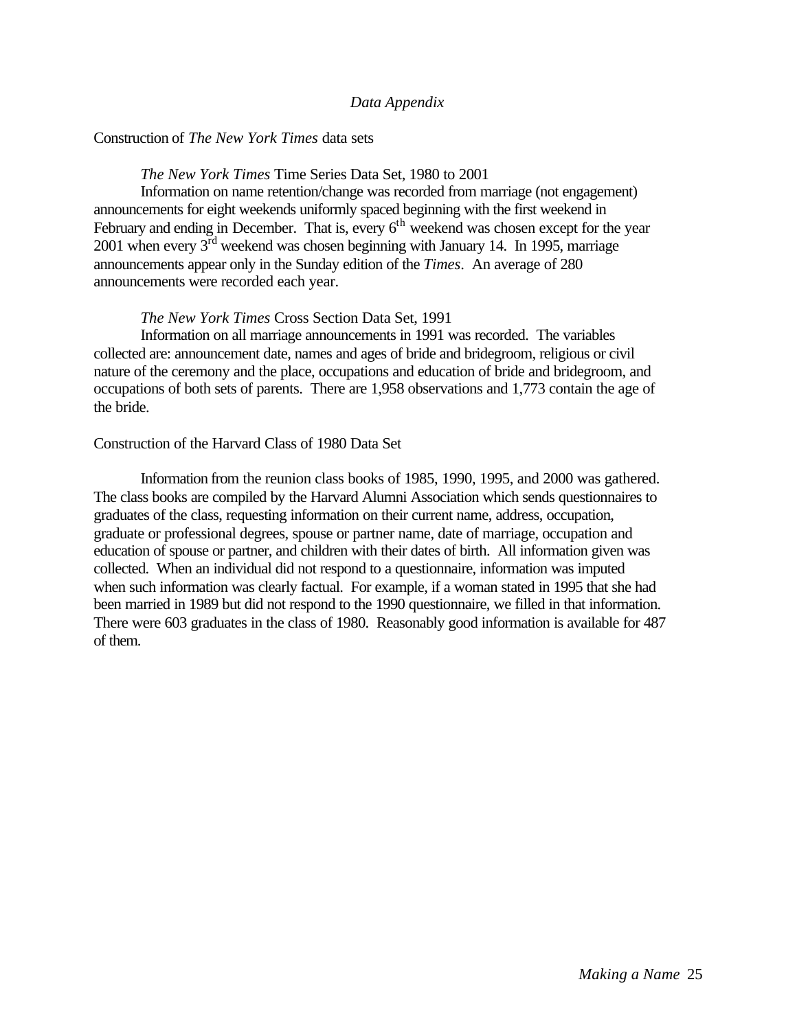# *Data Appendix*

Construction of *The New York Times* data sets

*The New York Times* Time Series Data Set, 1980 to 2001

Information on name retention/change was recorded from marriage (not engagement) announcements for eight weekends uniformly spaced beginning with the first weekend in February and ending in December. That is, every 6th weekend was chosen except for the year 2001 when every 3rd weekend was chosen beginning with January 14. In 1995, marriage announcements appear only in the Sunday edition of the *Times*. An average of 280 announcements were recorded each year.

*The New York Times* Cross Section Data Set, 1991

Information on all marriage announcements in 1991 was recorded. The variables collected are: announcement date, names and ages of bride and bridegroom, religious or civil nature of the ceremony and the place, occupations and education of bride and bridegroom, and occupations of both sets of parents. There are 1,958 observations and 1,773 contain the age of the bride.

Construction of the Harvard Class of 1980 Data Set

Information from the reunion class books of 1985, 1990, 1995, and 2000 was gathered. The class books are compiled by the Harvard Alumni Association which sends questionnaires to graduates of the class, requesting information on their current name, address, occupation, graduate or professional degrees, spouse or partner name, date of marriage, occupation and education of spouse or partner, and children with their dates of birth. All information given was collected. When an individual did not respond to a questionnaire, information was imputed when such information was clearly factual. For example, if a woman stated in 1995 that she had been married in 1989 but did not respond to the 1990 questionnaire, we filled in that information. There were 603 graduates in the class of 1980. Reasonably good information is available for 487 of them.